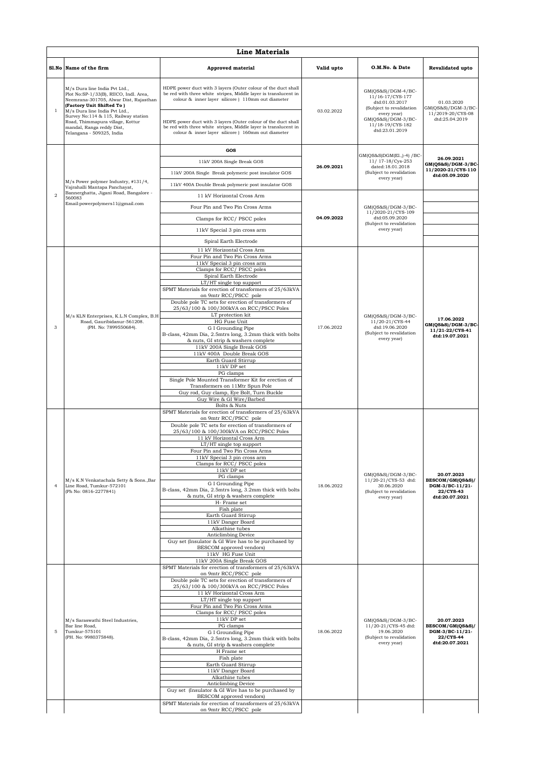# Line Materials

| Sl.No | Name of the firm | Approved material | Valid upto | O.M.No. & Date | Revalidated upto |
|---|---|---|---|---|---|
| 1 | M/s Dura line India Pvt Ltd., Plot No:SP-1/33(B), RIICO, Indl. Area, Neemrana-301705, Alwar Dist, Rajasthan **(Factory Unit Shifted To )** M/s Dura line India Pvt Ltd., Survey No:114 & 115, Railway station Road, Thimmapura village, Kottur mandal, Ranga reddy Dist, Telangana - 509325, India | HDPE power duct with 3 layers (Outer colour of the duct shall be red with three white stripes, Middle layer is translucent in colour & inner layer silicore ) 110mm out diameter<br>HDPE power duct with 3 layers (Outer colour of the duct shall be red with three white stripes, Middle layer is translucent in colour & inner layer silicore ) 160mm out diameter | 03.02.2022 | GM(QS&S)/DGM-4/BC-11/16-17/CYS-177 dtd:01.03.2017 (Subject to revalidation every year) GM(QS&S)/DGM-3/BC-11/18-19/CYS-182 dtd:23.01.2019 | 01.03.2020 GM(QS&S)/DGM-3/BC-11/2019-20/CYS-08 dtd:25.04.2019 |
| 2 | M/s Power polymer Industry, #131/4, Vajrahalli Mantapa Panchayat, Bannerghatta, Jigani Road, Bangalore - 560083 Email:powerpolymers11@gmail.com | **GOS**<br>11kV 200A Single Break GOS<br>11kV 200A Single Break polymeric post insulator GOS<br>11kV 400A Double Break polymeric post insulator GOS | **26.09.2021** | GM(QS&S)DGM(El.,)-4) /BC-11/ 17-18/Cys-253 dated:18.01.2018 (Subject to revalidation every year) | **26.09.2021 GM(QS&S)/DGM-3/BC-11/2020-21/CYS-110 dtd:05.09.2020** |
| | | 11 kV Horizontal Cross Arm<br>Four Pin and Two Pin Cross Arms<br>Clamps for RCC/ PSCC poles<br>11kV Special 3 pin cross arm<br>Spiral Earth Electrode | **04.09.2022** | GM(QS&S)/DGM-3/BC-11/2020-21/CYS-109 dtd:05.09.2020 (Subject to revalidation every year) | |
| 3 | M/s KLN Enterprises, K.L.N Complex, B.H Road, Gauribidanur-561208. (PH. No: 7899550684). | 11 kV Horizontal Cross Arm<br>Four Pin and Two Pin Cross Arms<br>11kV Special 3 pin cross arm<br>Clamps for RCC/ PSCC poles<br>Spiral Earth Electrode<br>LT/HT single top support<br>SPMT Materials for erection of transformers of 25/63kVA on 9mtr RCC/PSCC pole<br>Double pole TC sets for erection of transformers of 25/63/100 & 100/300kVA on RCC/PSCC Poles<br>LT protection kit<br>HG Fuse Unit<br>G I Grounding Pipe<br>B-class, 42mm Dia, 2.5mtrs long, 3.2mm thick with bolts & nuts, GI strip & washers complete<br>11kV 200A Single Break GOS<br>11kV 400A Double Break GOS<br>Earth Guard Stirrup<br>11kV DP set<br>PG clamps<br>Single Pole Mounted Transformer Kit for erection of Transformers on 11Mtr Spun Pole<br>Guy rod, Guy clamp, Eye Bolt, Turn Buckle<br>Guy Wire & GI Wire/Barbed<br>Bolts & Nuts | 17.06.2022 | GM(QS&S)/DGM-3/BC-11/20-21/CYS-44 dtd:19.06.2020 (Subject to revalidation every year) | **17.06.2022 GM(QS&S)/DGM-3/BC-11/21-22/CYS-41 dtd:19.07.2021** |
| 4 | M/s K.N Venkatachala Setty & Sons.,Bar Line Road, Tumkur-572101 (Ph No: 0816-2277841) | SPMT Materials for erection of transformers of 25/63kVA on 9mtr RCC/PSCC pole<br>Double pole TC sets for erection of transformers of 25/63/100 & 100/300kVA on RCC/PSCC Poles<br>11 kV Horizontal Cross Arm<br>LT/HT single top support<br>Four Pin and Two Pin Cross Arms<br>11kV Special 3 pin cross arm<br>Clamps for RCC/ PSCC poles<br>11kV DP set<br>PG clamps<br>G I Grounding Pipe<br>B-class, 42mm Dia, 2.5mtrs long, 3.2mm thick with bolts & nuts, GI strip & washers complete<br>H- Frame set<br>Fish plate<br>Earth Guard Stirrup<br>11kV Danger Board<br>Alkathine tubes<br>Anticlimbing Device<br>Guy set (Insulator & GI Wire has to be purchased by BESCOM approved vendors)<br>11kV HG Fuse Unit<br>11kV 200A Single Break GOS | 18.06.2022 | GM(QS&S)/DGM-3/BC-11/20-21/CYS-53 dtd: 30.06.2020 (Subject to revalidation every year) | **20.07.2023 BESCOM/GM(QS&S)/ DGM-3/BC-11/21-22/CYS-43 dtd:20.07.2021** |
| 5 | M/s Saraswathi Steel Industries, Bar line Road, Tumkur-575101 (PH. No: 9980375848). | SPMT Materials for erection of transformers of 25/63kVA on 9mtr RCC/PSCC pole<br>Double pole TC sets for erection of transformers of 25/63/100 & 100/300kVA on RCC/PSCC Poles<br>11 kV Horizontal Cross Arm<br>LT/HT single top support<br>Four Pin and Two Pin Cross Arms<br>Clamps for RCC/ PSCC poles<br>11kV DP set<br>PG clamps<br>G I Grounding Pipe<br>B-class, 42mm Dia, 2.5mtrs long, 3.2mm thick with bolts & nuts, GI strip & washers complete<br>H Frame set<br>Fish plate<br>Earth Guard Stirrup<br>11kV Danger Board<br>Alkathine tubes<br>Anticlimbing Device<br>Guy set (Insulator & GI Wire has to be purchased by BESCOM approved vendors) | 18.06.2022 | GM(QS&S)/DGM-3/BC-11/20-21/CYS-45 dtd: 19.06.2020 (Subject to revalidation every year) | **20.07.2023 BESCOM/GM(QS&S)/ DGM-3/BC-11/21-22/CYS-44 dtd:20.07.2021** |
| | | SPMT Materials for erection of transformers of 25/63kVA on 9mtr RCC/PSCC pole | | | |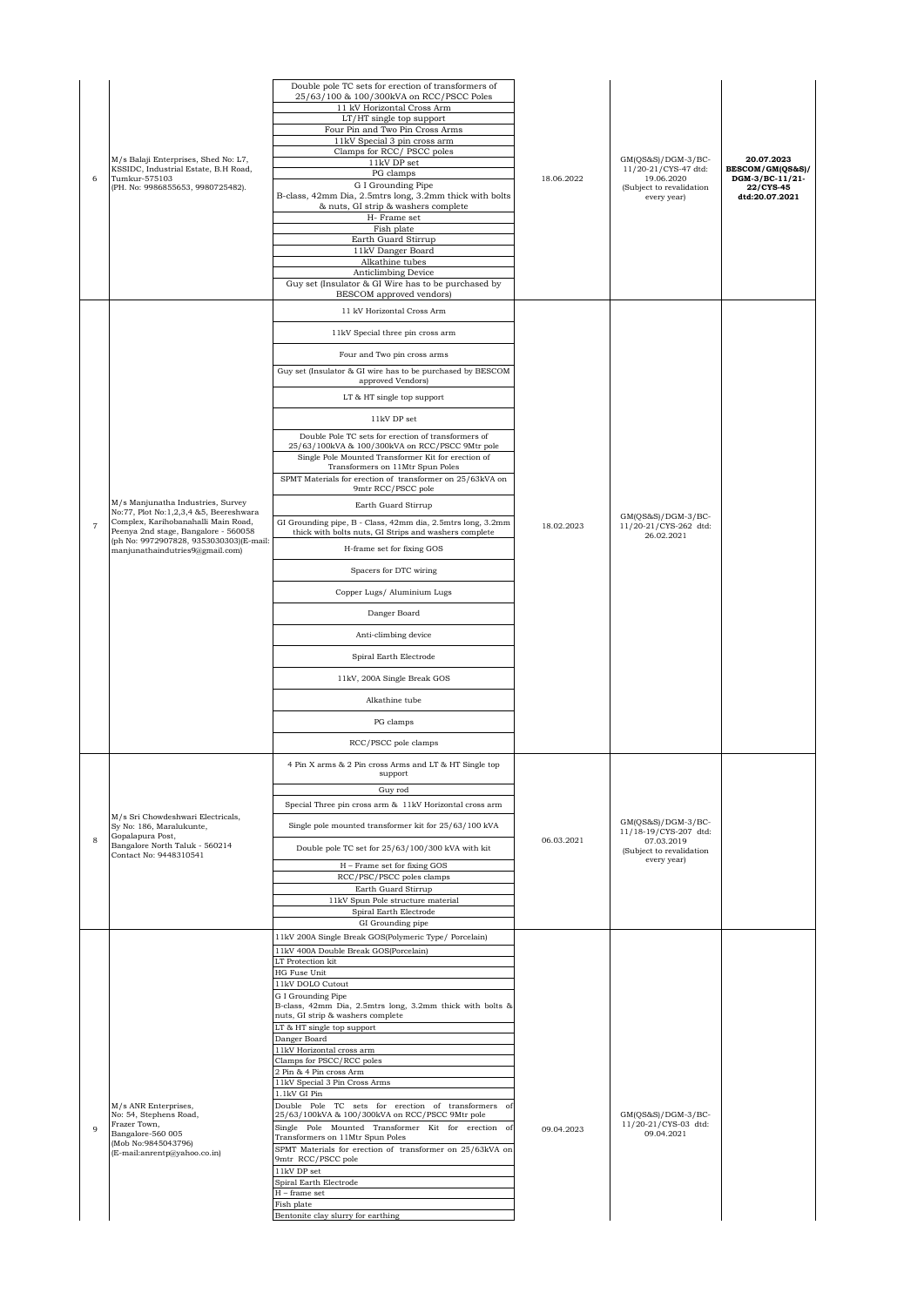| 6 | M/s Balaji Enterprises, Shed No: L7, KSSIDC, Industrial Estate, B.H Road, Tumkur-575103 (PH. No: 9986855653, 9980725482). | Double pole TC sets for erection of transformers of 25/63/100 & 100/300kVA on RCC/PSCC Poles<br>11 kV Horizontal Cross Arm<br>LT/HT single top support<br>Four Pin and Two Pin Cross Arms<br>11kV Special 3 pin cross arm<br>Clamps for RCC/ PSCC poles<br>11kV DP set<br>PG clamps<br>G I Grounding Pipe<br>B-class, 42mm Dia, 2.5mtrs long, 3.2mm thick with bolts & nuts, GI strip & washers complete<br>H- Frame set<br>Fish plate<br>Earth Guard Stirrup<br>11kV Danger Board<br>Alkathine tubes<br>Anticlimbing Device<br>Guy set (Insulator & GI Wire has to be purchased by BESCOM approved vendors) | 18.06.2022 | GM(QS&S)/DGM-3/BC-11/20-21/CYS-47 dtd: 19.06.2020 (Subject to revalidation every year) | 20.07.2023 BESCOM/GM(QS&S)/ DGM-3/BC-11/21-22/CYS-45 dtd:20.07.2021 |
|---|---|---|---|---|---|
| 7 | M/s Manjunatha Industries, Survey No:77, Plot No:1,2,3,4 &5, Beereshwara Complex, Karihobanahalli Main Road, Peenya 2nd stage, Bangalore - 560058 (ph No: 9972907828, 9353030303)(E-mail: manjunathaindutries9@gmail.com) | 11 kV Horizontal Cross Arm<br>11kV Special three pin cross arm<br>Four and Two pin cross arms<br>Guy set (Insulator & GI wire has to be purchased by BESCOM approved Vendors)<br>LT & HT single top support<br>11kV DP set<br>Double Pole TC sets for erection of transformers of 25/63/100kVA & 100/300kVA on RCC/PSCC 9Mtr pole<br>Single Pole Mounted Transformer Kit for erection of Transformers on 11Mtr Spun Poles<br>SPMT Materials for erection of transformer on 25/63kVA on 9mtr RCC/PSCC pole<br>Earth Guard Stirrup<br>GI Grounding pipe, B - Class, 42mm dia, 2.5mtrs long, 3.2mm thick with bolts nuts, GI Strips and washers complete<br>H-frame set for fixing GOS<br>Spacers for DTC wiring<br>Copper Lugs/ Aluminium Lugs<br>Danger Board<br>Anti-climbing device<br>Spiral Earth Electrode<br>11kV, 200A Single Break GOS<br>Alkathine tube<br>PG clamps<br>RCC/PSCC pole clamps | 18.02.2023 | GM(QS&S)/DGM-3/BC-11/20-21/CYS-262 dtd: 26.02.2021 | |
| 8 | M/s Sri Chowdeshwari Electricals, Sy No: 186, Maralukunte, Gopalapura Post, Bangalore North Taluk - 560214 Contact No: 9448310541 | 4 Pin X arms & 2 Pin cross Arms and LT & HT Single top support<br>Guy rod<br>Special Three pin cross arm & 11kV Horizontal cross arm<br>Single pole mounted transformer kit for 25/63/100 kVA<br>Double pole TC set for 25/63/100/300 kVA with kit<br>H – Frame set for fixing GOS<br>RCC/PSC/PSCC poles clamps<br>Earth Guard Stirrup<br>11kV Spun Pole structure material<br>Spiral Earth Electrode<br>GI Grounding pipe | 06.03.2021 | GM(QS&S)/DGM-3/BC-11/18-19/CYS-207 dtd: 07.03.2019 (Subject to revalidation every year) | |
| 9 | M/s ANR Enterprises, No: 54, Stephens Road, Frazer Town, Bangalore-560 005 (Mob No:9845043796) (E-mail:anrentp@yahoo.co.in) | 11kV 200A Single Break GOS(Polymeric Type/ Porcelain)<br>11kV 400A Double Break GOS(Porcelain)<br>LT Protection kit<br>HG Fuse Unit<br>11kV DOLO Cutout<br>G I Grounding Pipe<br>B-class, 42mm Dia, 2.5mtrs long, 3.2mm thick with bolts & nuts, GI strip & washers complete<br>LT & HT single top support<br>Danger Board<br>11kV Horizontal cross arm<br>Clamps for PSCC/RCC poles<br>2 Pin & 4 Pin cross Arm<br>11kV Special 3 Pin Cross Arms<br>1.1kV GI Pin<br>Double Pole TC sets for erection of transformers of 25/63/100kVA & 100/300kVA on RCC/PSCC 9Mtr pole<br>Single Pole Mounted Transformer Kit for erection of Transformers on 11Mtr Spun Poles<br>SPMT Materials for erection of transformer on 25/63kVA on 9mtr RCC/PSCC pole<br>11kV DP set<br>Spiral Earth Electrode<br>H – frame set<br>Fish plate<br>Bentonite clay slurry for earthing | 09.04.2023 | GM(QS&S)/DGM-3/BC-11/20-21/CYS-03 dtd: 09.04.2021 | |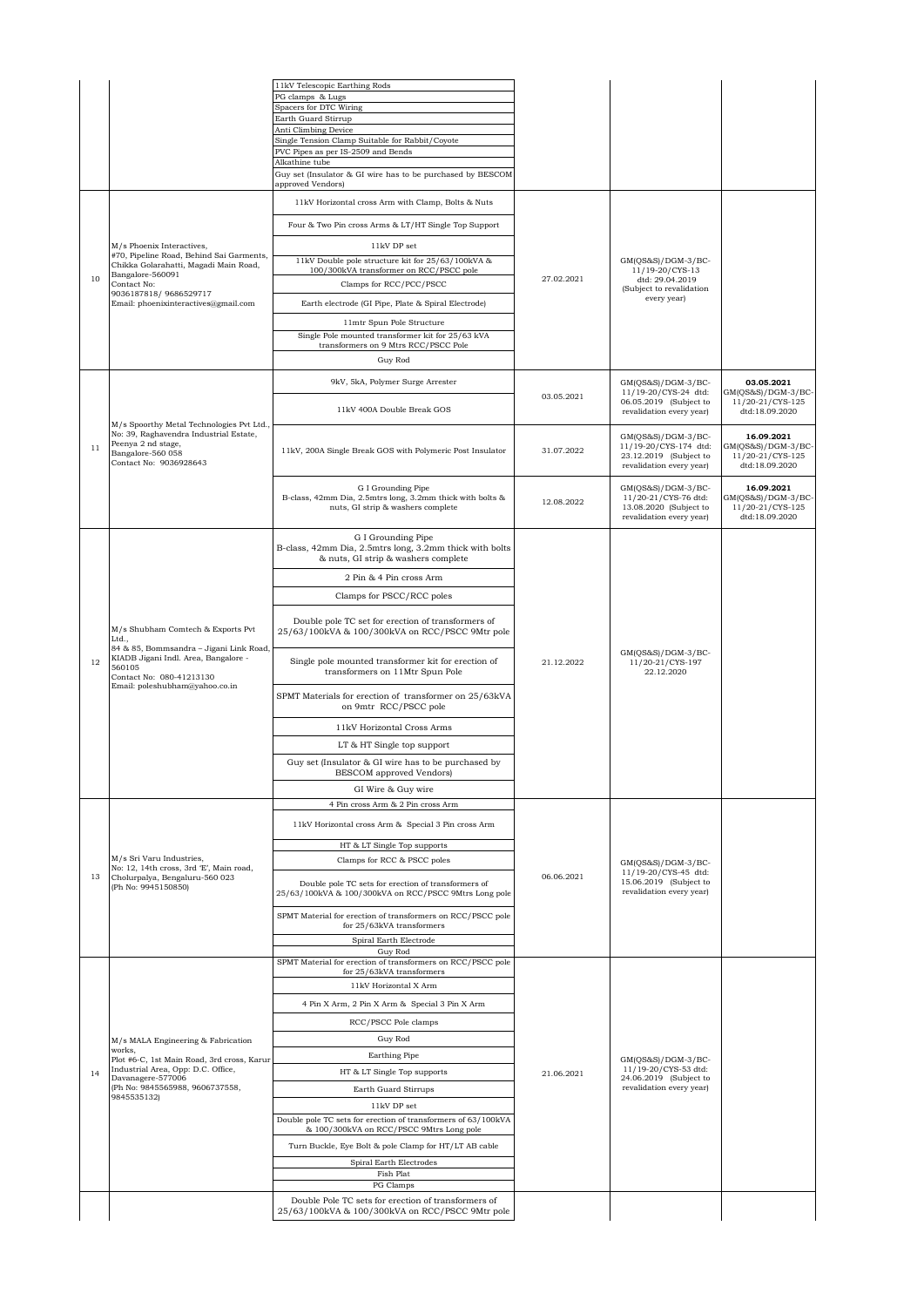| | | | | | |
|---|---|---|---|---|---|
| | | 11kV Telescopic Earthing Rods<br>PG clamps & Lugs<br>Spacers for DTC Wiring<br>Earth Guard Stirrup<br>Anti Climbing Device<br>Single Tension Clamp Suitable for Rabbit/Coyote<br>PVC Pipes as per IS-2509 and Bends<br>Alkathine tube<br>Guy set (Insulator & GI wire has to be purchased by BESCOM approved Vendors) | | | |
| 10 | M/s Phoenix Interactives,<br>#70, Pipeline Road, Behind Sai Garments, Chikka Golarahatti, Magadi Main Road, Bangalore-560091<br>Contact No:<br>9036187818/ 9686529717<br>Email: phoenixinteractives@gmail.com | 11kV Horizontal cross Arm with Clamp, Bolts & Nuts<br>Four & Two Pin cross Arms & LT/HT Single Top Support<br>11kV DP set<br>11kV Double pole structure kit for 25/63/100kVA & 100/300kVA transformer on RCC/PSCC pole<br>Clamps for RCC/PCC/PSCC<br>Earth electrode (GI Pipe, Plate & Spiral Electrode)<br>11mtr Spun Pole Structure<br>Single Pole mounted transformer kit for 25/63 kVA transformers on 9 Mtrs RCC/PSCC Pole<br>Guy Rod | 27.02.2021 | GM(QS&S)/DGM-3/BC-11/19-20/CYS-13 dtd: 29.04.2019 (Subject to revalidation every year) | |
| 11 | M/s Spoorthy Metal Technologies Pvt Ltd., No: 39, Raghavendra Industrial Estate, Peenya 2 nd stage, Bangalore-560 058<br>Contact No: 9036928643 | 9kV, 5kA, Polymer Surge Arrester<br>11kV 400A Double Break GOS | 03.05.2021 | GM(QS&S)/DGM-3/BC-11/19-20/CYS-24 dtd: 06.05.2019 (Subject to revalidation every year) | **03.05.2021**<br>GM(QS&S)/DGM-3/BC-11/20-21/CYS-125 dtd:18.09.2020 |
| | | 11kV, 200A Single Break GOS with Polymeric Post Insulator | 31.07.2022 | GM(QS&S)/DGM-3/BC-11/19-20/CYS-174 dtd: 23.12.2019 (Subject to revalidation every year) | **16.09.2021**<br>GM(QS&S)/DGM-3/BC-11/20-21/CYS-125 dtd:18.09.2020 |
| | | G I Grounding Pipe<br>B-class, 42mm Dia, 2.5mtrs long, 3.2mm thick with bolts & nuts, GI strip & washers complete | 12.08.2022 | GM(QS&S)/DGM-3/BC-11/20-21/CYS-76 dtd: 13.08.2020 (Subject to revalidation every year) | **16.09.2021**<br>GM(QS&S)/DGM-3/BC-11/20-21/CYS-125 dtd:18.09.2020 |
| 12 | M/s Shubham Comtech & Exports Pvt Ltd.,<br>84 & 85, Bommsandra – Jigani Link Road, KIADB Jigani Indl. Area, Bangalore - 560105<br>Contact No: 080-41213130<br>Email: poleshubham@yahoo.co.in | G I Grounding Pipe<br>B-class, 42mm Dia, 2.5mtrs long, 3.2mm thick with bolts & nuts, GI strip & washers complete<br>2 Pin & 4 Pin cross Arm<br>Clamps for PSCC/RCC poles<br>Double pole TC set for erection of transformers of 25/63/100kVA & 100/300kVA on RCC/PSCC 9Mtr pole<br>Single pole mounted transformer kit for erection of transformers on 11Mtr Spun Pole<br>SPMT Materials for erection of transformer on 25/63kVA on 9mtr RCC/PSCC pole<br>11kV Horizontal Cross Arms<br>LT & HT Single top support<br>Guy set (Insulator & GI wire has to be purchased by BESCOM approved Vendors)<br>GI Wire & Guy wire | 21.12.2022 | GM(QS&S)/DGM-3/BC-11/20-21/CYS-197 22.12.2020 | |
| 13 | M/s Sri Varu Industries,<br>No: 12, 14th cross, 3rd 'E', Main road, Cholurpalya, Bengaluru-560 023<br>(Ph No: 9945150850) | 4 Pin cross Arm & 2 Pin cross Arm<br>11kV Horizontal cross Arm & Special 3 Pin cross Arm<br>HT & LT Single Top supports<br>Clamps for RCC & PSCC poles<br>Double pole TC sets for erection of transformers of 25/63/100kVA & 100/300kVA on RCC/PSCC 9Mtrs Long pole<br>SPMT Material for erection of transformers on RCC/PSCC pole for 25/63kVA transformers<br>Spiral Earth Electrode<br>Guy Rod | 06.06.2021 | GM(QS&S)/DGM-3/BC-11/19-20/CYS-45 dtd: 15.06.2019 (Subject to revalidation every year) | |
| 14 | M/s MALA Engineering & Fabrication works,<br>Plot #6-C, 1st Main Road, 3rd cross, Karur Industrial Area, Opp: D.C. Office, Davanagere-577006<br>(Ph No: 9845565988, 9606737558, 9845535132) | SPMT Material for erection of transformers on RCC/PSCC pole for 25/63kVA transformers<br>11kV Horizontal X Arm<br>4 Pin X Arm, 2 Pin X Arm & Special 3 Pin X Arm<br>RCC/PSCC Pole clamps<br>Guy Rod<br>Earthing Pipe<br>HT & LT Single Top supports<br>Earth Guard Stirrups<br>11kV DP set<br>Double pole TC sets for erection of transformers of 63/100kVA & 100/300kVA on RCC/PSCC 9Mtrs Long pole<br>Turn Buckle, Eye Bolt & pole Clamp for HT/LT AB cable<br>Spiral Earth Electrodes<br>Fish Plat<br>PG Clamps | 21.06.2021 | GM(QS&S)/DGM-3/BC-11/19-20/CYS-53 dtd: 24.06.2019 (Subject to revalidation every year) | |
| | | Double Pole TC sets for erection of transformers of 25/63/100kVA & 100/300kVA on RCC/PSCC 9Mtr pole | | | |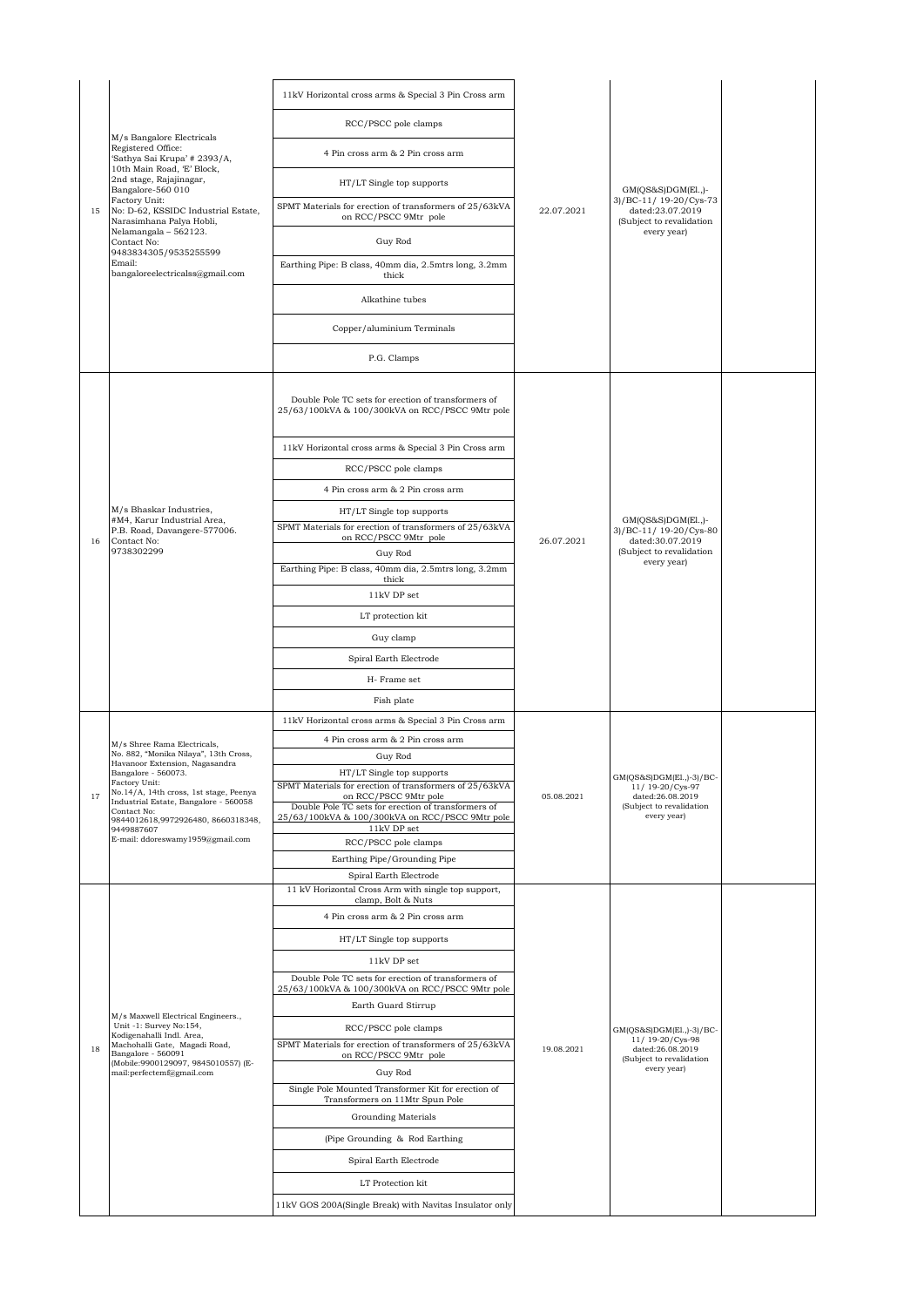| | | | | | |
|---|---|---|---|---|---|
| 15 | M/s Bangalore Electricals<br>Registered Office:<br>'Sathya Sai Krupa' # 2393/A,<br>10th Main Road, 'E' Block,<br>2nd stage, Rajajinagar,<br>Bangalore-560 010<br>Factory Unit:<br>No: D-62, KSSIDC Industrial Estate,<br>Narasimhana Palya Hobli,<br>Nelamangala – 562123.<br>Contact No:<br>9483834305/9535255599<br>Email:<br>bangaloreelectricalss@gmail.com | 11kV Horizontal cross arms & Special 3 Pin Cross arm<br>RCC/PSCC pole clamps<br>4 Pin cross arm & 2 Pin cross arm<br>HT/LT Single top supports<br>SPMT Materials for erection of transformers of 25/63kVA on RCC/PSCC 9Mtr pole<br>Guy Rod<br>Earthing Pipe: B class, 40mm dia, 2.5mtrs long, 3.2mm thick<br>Alkathine tubes<br>Copper/aluminium Terminals<br>P.G. Clamps | 22.07.2021 | GM(QS&S)DGM(El.,)-3)/BC-11/ 19-20/Cys-73 dated:23.07.2019 (Subject to revalidation every year) | |
| 16 | M/s Bhaskar Industries,<br>#M4, Karur Industrial Area,<br>P.B. Road, Davangere-577006.<br>Contact No:<br>9738302299 | Double Pole TC sets for erection of transformers of 25/63/100kVA & 100/300kVA on RCC/PSCC 9Mtr pole<br>11kV Horizontal cross arms & Special 3 Pin Cross arm<br>RCC/PSCC pole clamps<br>4 Pin cross arm & 2 Pin cross arm<br>HT/LT Single top supports<br>SPMT Materials for erection of transformers of 25/63kVA on RCC/PSCC 9Mtr pole<br>Guy Rod<br>Earthing Pipe: B class, 40mm dia, 2.5mtrs long, 3.2mm thick<br>11kV DP set<br>LT protection kit<br>Guy clamp<br>Spiral Earth Electrode<br>H- Frame set<br>Fish plate | 26.07.2021 | GM(QS&S)DGM(El.,)-3)/BC-11/ 19-20/Cys-80 dated:30.07.2019 (Subject to revalidation every year) | |
| 17 | M/s Shree Rama Electricals,<br>No. 882, "Monika Nilaya", 13th Cross,<br>Havanoor Extension, Nagasandra<br>Bangalore - 560073.<br>Factory Unit:<br>No,14/A, 14th cross, 1st stage, Peenya Industrial Estate, Bangalore - 560058<br>Contact No:<br>9844012618,9972926480, 8660318348, 9449887607<br>E-mail: ddoreswamy1959@gmail.com | 11kV Horizontal cross arms & Special 3 Pin Cross arm<br>4 Pin cross arm & 2 Pin cross arm<br>Guy Rod<br>HT/LT Single top supports<br>SPMT Materials for erection of transformers of 25/63kVA on RCC/PSCC 9Mtr pole<br>Double Pole TC sets for erection of transformers of 25/63/100kVA & 100/300kVA on RCC/PSCC 9Mtr pole<br>11kV DP set<br>RCC/PSCC pole clamps<br>Earthing Pipe/Grounding Pipe<br>Spiral Earth Electrode | 05.08.2021 | GM(QS&S)DGM(El.,)-3)/BC-11/ 19-20/Cys-97 dated:26.08.2019 (Subject to revalidation every year) | |
| 18 | M/s Maxwell Electrical Engineers.,<br>Unit -1: Survey No:154,<br>Kodigenahalli Indl. Area,<br>Machohalli Gate, Magadi Road,<br>Bangalore - 560091<br>(Mobile:9900129097, 9845010557) (E-mail:perfectemf@gmail.com | 11 kV Horizontal Cross Arm with single top support, clamp, Bolt & Nuts<br>4 Pin cross arm & 2 Pin cross arm<br>HT/LT Single top supports<br>11kV DP set<br>Double Pole TC sets for erection of transformers of 25/63/100kVA & 100/300kVA on RCC/PSCC 9Mtr pole<br>Earth Guard Stirrup<br>RCC/PSCC pole clamps<br>SPMT Materials for erection of transformers of 25/63kVA on RCC/PSCC 9Mtr pole<br>Guy Rod<br>Single Pole Mounted Transformer Kit for erection of Transformers on 11Mtr Spun Pole<br>Grounding Materials<br>(Pipe Grounding & Rod Earthing<br>Spiral Earth Electrode<br>LT Protection kit<br>11kV GOS 200A(Single Break) with Navitas Insulator only | 19.08.2021 | GM(QS&S)DGM(El.,)-3)/BC-11/ 19-20/Cys-98 dated:26.08.2019 (Subject to revalidation every year) | |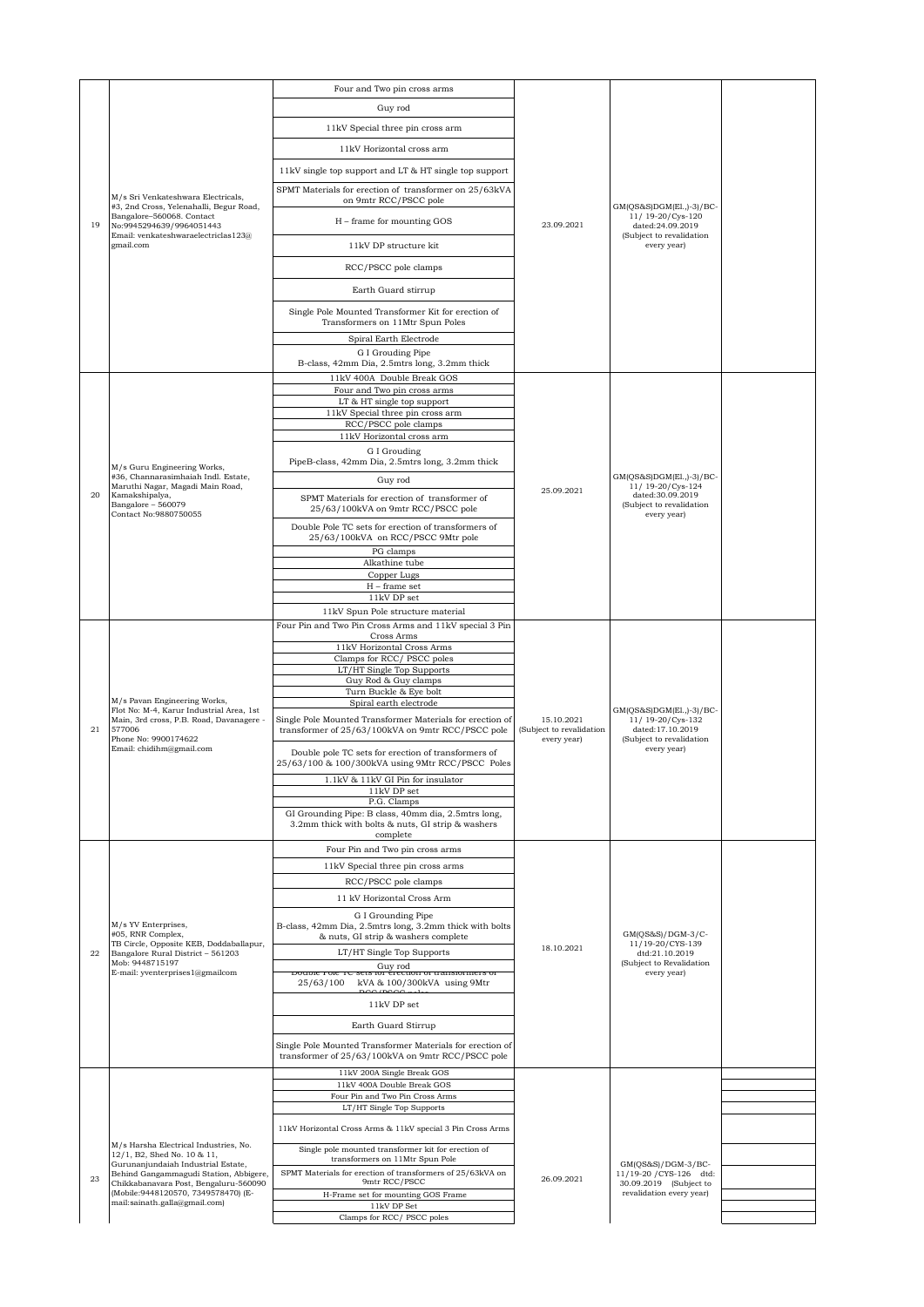| | | | | | |
|---|---|---|---|---|---|
| 19 | M/s Sri Venkateshwara Electricals, #3, 2nd Cross, Yelenahalli, Begur Road, Bangalore–560068. Contact No:9945294639/9964051443 Email: venkateshwaraelectriclas123@ gmail.com | Four and Two pin cross arms<br>Guy rod<br>11kV Special three pin cross arm<br>11kV Horizontal cross arm<br>11kV single top support and LT & HT single top support<br>SPMT Materials for erection of transformer on 25/63kVA on 9mtr RCC/PSCC pole<br>H – frame for mounting GOS<br>11kV DP structure kit<br>RCC/PSCC pole clamps<br>Earth Guard stirrup<br>Single Pole Mounted Transformer Kit for erection of Transformers on 11Mtr Spun Poles<br>Spiral Earth Electrode<br>G I Grouding Pipe B-class, 42mm Dia, 2.5mtrs long, 3.2mm thick | 23.09.2021 | GM(QS&S)DGM(El.,)-3)/BC-11/ 19-20/Cys-120 dated:24.09.2019 (Subject to revalidation every year) | |
| 20 | M/s Guru Engineering Works, #36, Channarasimhaiah Indl. Estate, Maruthi Nagar, Magadi Main Road, Kamakshipalya, Bangalore – 560079 Contact No:9880750055 | 11kV 400A Double Break GOS<br>Four and Two pin cross arms<br>LT & HT single top support<br>11kV Special three pin cross arm<br>RCC/PSCC pole clamps<br>11kV Horizontal cross arm<br>G I Grouding PipeB-class, 42mm Dia, 2.5mtrs long, 3.2mm thick<br>Guy rod<br>SPMT Materials for erection of transformer of 25/63/100kVA on 9mtr RCC/PSCC pole<br>Double Pole TC sets for erection of transformers of 25/63/100kVA on RCC/PSCC 9Mtr pole<br>PG clamps<br>Alkathine tube<br>Copper Lugs<br>H – frame set<br>11kV DP set<br>11kV Spun Pole structure material | 25.09.2021 | GM(QS&S)DGM(El.,)-3)/BC-11/ 19-20/Cys-124 dated:30.09.2019 (Subject to revalidation every year) | |
| 21 | M/s Pavan Engineering Works, Flot No: M-4, Karur Industrial Area, 1st Main, 3rd cross, P.B. Road, Davanagere - 577006 Phone No: 9900174622 Email: chidihm@gmail.com | Four Pin and Two pin Cross Arms and 11kV special 3 Pin Cross Arms<br>11kV Horizontal Cross Arms<br>Clamps for RCC/ PSCC poles<br>LT/HT Single Top Supports<br>Guy Rod & Guy clamps<br>Turn Buckle & Eye bolt<br>Spiral earth electrode<br>Single Pole Mounted Transformer Materials for erection of transformer of 25/63/100kVA on 9mtr RCC/PSCC pole<br>Double pole TC sets for erection of transformers of 25/63/100 & 100/300kVA using 9Mtr RCC/PSCC Poles<br>1.1kV & 11kV GI Pin for insulator<br>11kV DP set<br>P.G. Clamps<br>GI Grounding Pipe: B class, 40mm dia, 2.5mtrs long, 3.2mm thick with bolts & nuts, GI strip & washers complete | 15.10.2021 (Subject to revalidation every year) | GM(QS&S)DGM(El.,)-3)/BC-11/ 19-20/Cys-132 dated:17.10.2019 (Subject to revalidation every year) | |
| 22 | M/s YV Enterprises, #05, RNR Complex, TB Circle, Opposite KEB, Doddaballapur, Bangalore Rural District – 561203 Mob: 9448715197 E-mail: yventerprises1@gmailcom | Four Pin and Two pin cross arms<br>11kV Special three pin cross arms<br>RCC/PSCC pole clamps<br>11 kV Horizontal Cross Arm<br>G I Grounding Pipe B-class, 42mm Dia, 2.5mtrs long, 3.2mm thick with bolts & nuts, GI strip & washers complete<br>LT/HT Single Top Supports<br>Guy rod<br>Double Pole TC sets for erection of transformers of 25/63/100 kVA & 100/300kVA using 9Mtr RCC/PSCC poles<br>11kV DP set<br>Earth Guard Stirrup<br>Single Pole Mounted Transformer Materials for erection of transformer of 25/63/100kVA on 9mtr RCC/PSCC pole | 18.10.2021 | GM(QS&S)/DGM-3/C-11/19-20/CYS-139 dtd:21.10.2019 (Subject to Revalidation every year) | |
| 23 | M/s Harsha Electrical Industries, No. 12/1, B2, Shed No. 10 & 11, Gurunanjundaiah Industrial Estate, Behind Gangammagudi Station, Abbigere, Chikkabanavara Post, Bengaluru-560090 (Mobile:9448120570, 7349578470) (E-mail:sainath.galla@gmail.com) | 11kV 200A Single Break GOS<br>11kV 400A Double Break GOS<br>Four Pin and Two Pin Cross Arms<br>LT/HT Single Top Supports<br>11kV Horizontal Cross Arms & 11kV special 3 Pin Cross Arms<br>Single pole mounted transformer kit for erection of transformers on 11Mtr Spun Pole<br>SPMT Materials for erection of transformers of 25/63kVA on 9mtr RCC/PSCC<br>H-Frame set for mounting GOS Frame<br>11kV DP Set<br>Clamps for RCC/ PSCC poles | 26.09.2021 | GM(QS&S)/DGM-3/BC-11/19-20 /CYS-126 dtd: 30.09.2019 (Subject to revalidation every year) | |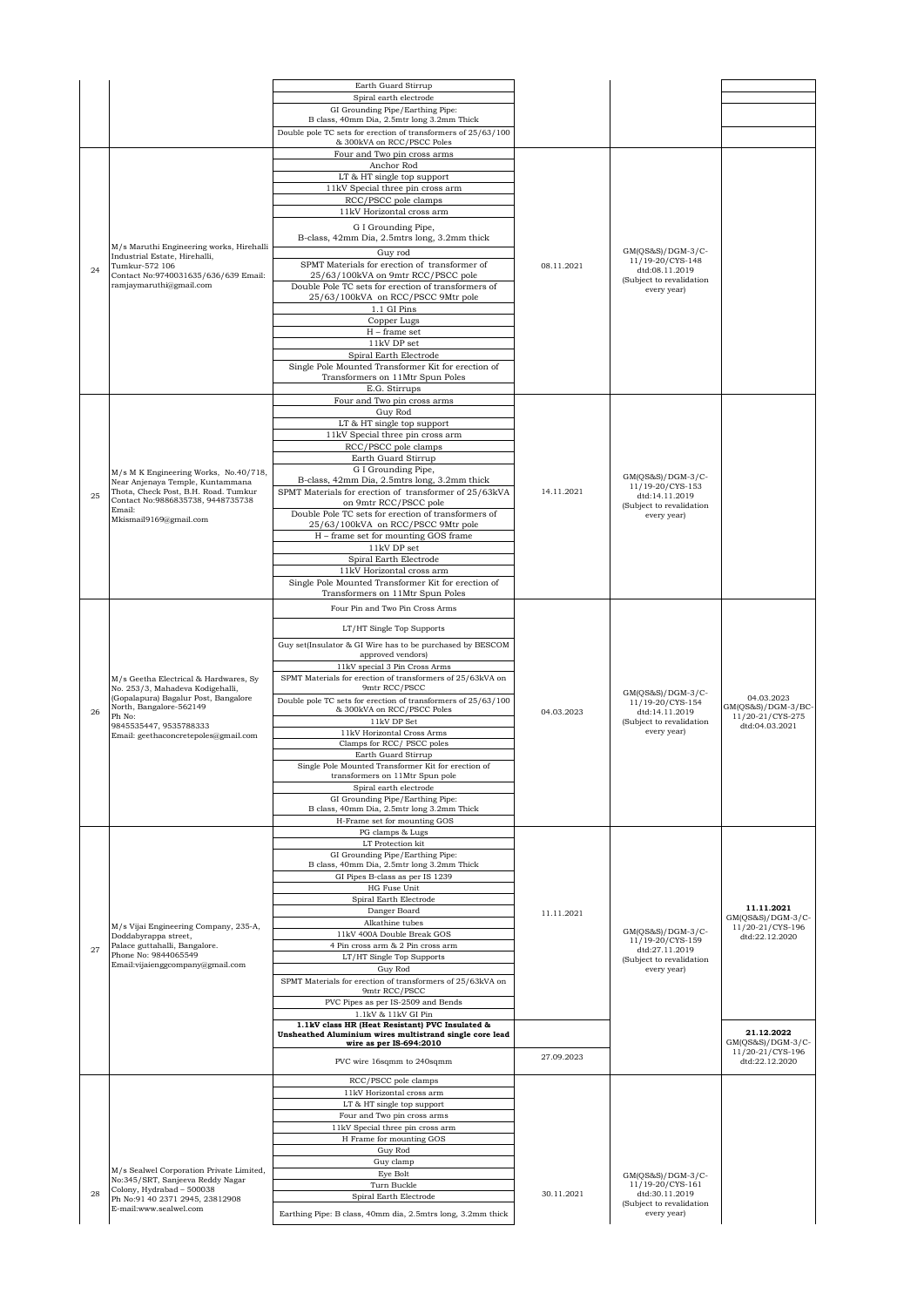| | | Earth Guard Stirrup | | | |
|---|---|---|---|---|---|
| | | Spiral earth electrode | | | |
| | | GI Grounding Pipe/Earthing Pipe: B class, 40mm Dia, 2.5mtr long 3.2mm Thick | | | |
| | | Double pole TC sets for erection of transformers of 25/63/100 & 300kVA on RCC/PSCC Poles | | | |
| 24 | M/s Maruthi Engineering works, Hirehalli Industrial Estate, Hirehalli, Tumkur-572 106 Contact No:9740031635/636/639 Email: ramjaymaruthi@gmail.com | Four and Two pin cross arms<br>Anchor Rod<br>LT & HT single top support<br>11kV Special three pin cross arm<br>RCC/PSCC pole clamps<br>11kV Horizontal cross arm<br>G I Grounding Pipe, B-class, 42mm Dia, 2.5mtrs long, 3.2mm thick<br>Guy rod<br>SPMT Materials for erection of transformer of 25/63/100kVA on 9mtr RCC/PSCC pole<br>Double Pole TC sets for erection of transformers of 25/63/100kVA on RCC/PSCC 9Mtr pole<br>1.1 GI Pins<br>Copper Lugs<br>H – frame set<br>11kV DP set<br>Spiral Earth Electrode<br>Single Pole Mounted Transformer Kit for erection of Transformers on 11Mtr Spun Poles<br>E.G. Stirrups | 08.11.2021 | GM(QS&S)/DGM-3/C-11/19-20/CYS-148 dtd:08.11.2019 (Subject to revalidation every year) | |
| 25 | M/s M K Engineering Works, No.40/718, Near Anjenaya Temple, Kuntammana Thota, Check Post, B.H. Road. Tumkur Contact No:9886835738, 9448735738 Email: Mkismail9169@gmail.com | Four and Two pin cross arms<br>Guy Rod<br>LT & HT single top support<br>11kV Special three pin cross arm<br>RCC/PSCC pole clamps<br>Earth Guard Stirrup<br>G I Grounding Pipe, B-class, 42mm Dia, 2.5mtrs long, 3.2mm thick<br>SPMT Materials for erection of transformer of 25/63kVA on 9mtr RCC/PSCC pole<br>Double Pole TC sets for erection of transformers of 25/63/100kVA on RCC/PSCC 9Mtr pole<br>H – frame set for mounting GOS frame<br>11kV DP set<br>Spiral Earth Electrode<br>11kV Horizontal cross arm<br>Single Pole Mounted Transformer Kit for erection of Transformers on 11Mtr Spun Poles | 14.11.2021 | GM(QS&S)/DGM-3/C-11/19-20/CYS-153 dtd:14.11.2019 (Subject to revalidation every year) | |
| 26 | M/s Geetha Electrical & Hardwares, Sy No. 253/3, Mahadeva Kodigehalli, (Gopalapura) Bagalur Post, Bangalore North, Bangalore-562149 Ph No: 9845535447, 9535788333 Email: geethaconcretepoles@gmail.com | Four Pin and Two Pin Cross Arms<br>LT/HT Single Top Supports<br>Guy set(Insulator & GI Wire has to be purchased by BESCOM approved vendors)<br>11kV special 3 Pin Cross Arms<br>SPMT Materials for erection of transformers of 25/63kVA on 9mtr RCC/PSCC<br>Double pole TC sets for erection of transformers of 25/63/100 & 300kVA on RCC/PSCC Poles<br>11kV DP Set<br>11kV Horizontal Cross Arms<br>Clamps for RCC/ PSCC poles<br>Earth Guard Stirrup<br>Single Pole Mounted Transformer Kit for erection of transformers on 11Mtr Spun pole<br>Spiral earth electrode<br>GI Grounding Pipe/Earthing Pipe: B class, 40mm Dia, 2.5mtr long 3.2mm Thick<br>H-Frame set for mounting GOS | 04.03.2023 | GM(QS&S)/DGM-3/C-11/19-20/CYS-154 dtd:14.11.2019 (Subject to revalidation every year) | 04.03.2023 GM(QS&S)/DGM-3/BC-11/20-21/CYS-275 dtd:04.03.2021 |
| 27 | M/s Vijai Engineering Company, 235-A, Doddabyrappa street, Palace guttahalli, Bangalore. Phone No: 9844065549 Email:vijaienggcompany@gmail.com | PG clamps & Lugs<br>LT Protection kit<br>GI Grounding Pipe/Earthing Pipe: B class, 40mm Dia, 2.5mtr long 3.2mm Thick<br>GI Pipes B-class as per IS 1239<br>HG Fuse Unit<br>Spiral Earth Electrode<br>Danger Board<br>Alkathine tubes<br>11kV 400A Double Break GOS<br>4 Pin cross arm & 2 Pin cross arm<br>LT/HT Single Top Supports<br>Guy Rod<br>SPMT Materials for erection of transformers of 25/63kVA on 9mtr RCC/PSCC<br>PVC Pipes as per IS-2509 and Bends<br>1.1kV & 11kV GI Pin | 11.11.2021 | GM(QS&S)/DGM-3/C-11/19-20/CYS-159 dtd:27.11.2019 (Subject to revalidation every year) | **11.11.2021** GM(QS&S)/DGM-3/C-11/20-21/CYS-196 dtd:22.12.2020 |
| | | **1.1kV class HR (Heat Resistant) PVC Insulated & Unsheathed Aluminium wires multistrand single core lead wire as per IS-694:2010**<br>PVC wire 16sqmm to 240sqmm | 27.09.2023 | | **21.12.2022** GM(QS&S)/DGM-3/C-11/20-21/CYS-196 dtd:22.12.2020 |
| 28 | M/s Sealwel Corporation Private Limited, No:345/SRT, Sanjeeva Reddy Nagar Colony, Hydrabad – 500038 Ph No:91 40 2371 2945, 23812908 E-mail:www.sealwel.com | RCC/PSCC pole clamps<br>11kV Horizontal cross arm<br>LT & HT single top support<br>Four and Two pin cross arms<br>11kV Special three pin cross arm<br>H Frame for mounting GOS<br>Guy Rod<br>Guy clamp<br>Eye Bolt<br>Turn Buckle<br>Spiral Earth Electrode<br>Earthing Pipe: B class, 40mm dia, 2.5mtrs long, 3.2mm thick | 30.11.2021 | GM(QS&S)/DGM-3/C-11/19-20/CYS-161 dtd:30.11.2019 (Subject to revalidation every year) | |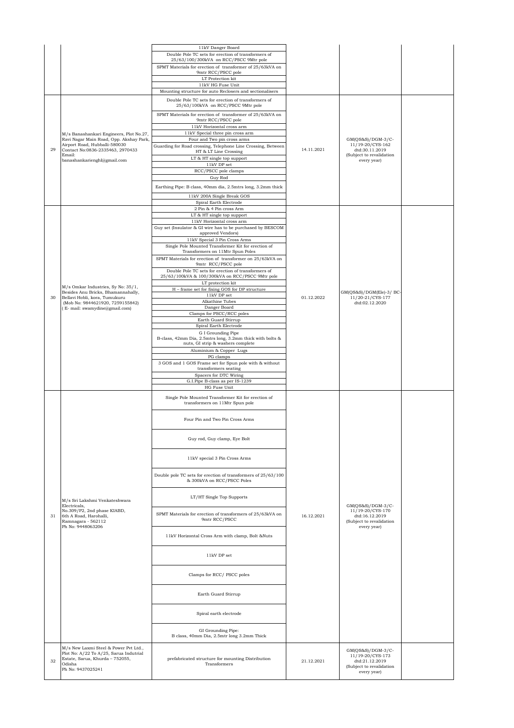| | | | | | |
|---|---|---|---|---|---|
| | | 11kV Danger Board<br>Double Pole TC sets for erection of transformers of 25/63/100/300kVA on RCC/PSCC 9Mtr pole<br>SPMT Materials for erection of transformer of 25/63kVA on 9mtr RCC/PSCC pole<br>LT Protection kit<br>11kV HG Fuse Unit<br>Mounting structure for auto Reclosers and sectionalisers | | | |
| 29 | M/s Banashankari Engineers, Plot No.27, Ravi Nagar Main Road, Opp. Akshay Park, Airport Road, Hubballi-580030 Contact No:0836-2335463, 2970433 Email: banashankarienghl@gmail.com | Double Pole TC sets for erection of transformers of 25/63/100kVA on RCC/PSCC 9Mtr pole<br>SPMT Materials for erection of transformer of 25/63kVA on 9mtr RCC/PSCC pole<br>11kV Horizontal cross arm<br>11kV Special three pin cross arm<br>Four and Two pin cross arms<br>Guarding for Road crossing, Telephone Line Crossing, Between HT & LT Line Crossing<br>LT & HT single top support<br>11kV DP set<br>RCC/PSCC pole clamps<br>Guy Rod<br>Earthing Pipe: B class, 40mm dia, 2.5mtrs long, 3.2mm thick<br>11kV 200A Single Break GOS<br>Spiral Earth Electrode | 14.11.2021 | GM(QS&S)/DGM-3/C-11/19-20/CYS-162 dtd:30.11.2019 (Subject to revalidation every year) | |
| 30 | M/s Omkar Industries, Sy No: 35/1, Besides Anu Bricks, Bhamannahally, Bellavi Hobli, kora, Tumukuru (Mob No: 9844621920, 7259155842) ( E- mail: swamydine@gmail.com) | 2 Pin & 4 Pin cross Arm<br>LT & HT single top support<br>11kV Horizontal cross arm<br>Guy set (Insulator & GI wire has to be purchased by BESCOM approved Vendors)<br>11kV Special 3 Pin Cross Arms<br>Single Pole Mounted Transformer Kit for erection of Transformers on 11Mtr Spun Poles<br>SPMT Materials for erection of transformer on 25/63kVA on 9mtr RCC/PSCC pole<br>Double Pole TC sets for erection of transformers of 25/63/100kVA & 100/300kVA on RCC/PSCC 9Mtr pole<br>LT protection kit<br>H – frame set for fixing GOS for DP structure<br>11kV DP set<br>Alkathine Tubes<br>Danger Board<br>Clamps for PSCC/RCC poles<br>Earth Guard Stirrup<br>Spiral Earth Electrode<br>G I Grounding Pipe B-class, 42mm Dia, 2.5mtrs long, 3.2mm thick with bolts & nuts, GI strip & washers complete<br>Aluminium & Copper Lugs<br>PG clamps<br>3 GOS and 1 GOS Frame set for Spun pole with & without transformers seating<br>Spacers for DTC Wiring<br>G.I.Pipe B-class as per IS-1239<br>HG Fuse Unit | 01.12.2022 | GM(QS&S)/DGM(Ele)-3/ BC-11/20-21/CYS-177 dtd:02.12.2020 | |
| 31 | M/s Sri Lakshmi Venkateshwara Electricals, No.309/P2, 2nd phase KIABD, 6th A Road, Harohalli, Ramnagara - 562112 Ph No: 9448063206 | Single Pole Mounted Transformer Kit for erection of transformers on 11Mtr Spun pole<br>Four Pin and Two Pin Cross Arms<br>Guy rod, Guy clamp, Eye Bolt<br>11kV special 3 Pin Cross Arms<br>Double pole TC sets for erection of transformers of 25/63/100 & 300kVA on RCC/PSCC Poles<br>LT/HT Single Top Supports<br>SPMT Materials for erection of transformers of 25/63kVA on 9mtr RCC/PSCC<br>11kV Horizontal Cross Arm with clamp, Bolt &Nuts<br>11kV DP set<br>Clamps for RCC/ PSCC poles<br>Earth Guard Stirrup<br>Spiral earth electrode<br>GI Grounding Pipe: B class, 40mm Dia, 2.5mtr long 3.2mm Thick | 16.12.2021 | GM(QS&S)/DGM-3/C-11/19-20/CYS-170 dtd:16.12.2019 (Subject to revalidation every year) | |
| 32 | M/s New Laxmi Steel & Power Pvt Ltd., Plot No: A/22 To A/25, Sarua Indutrial Estate, Sarua, Khurda – 752055, Odisha Ph No: 9437025241 | prefabricated structure for mounting Distribution Transformers | 21.12.2021 | GM(QS&S)/DGM-3/C-11/19-20/CYS-173 dtd:21.12.2019 (Subject to revalidation every year) | |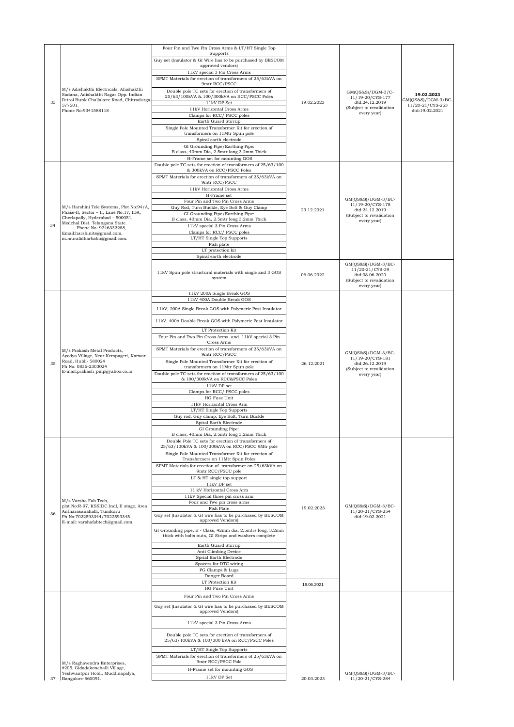| 33 | M/s Adishakthi Electricals, Ahishakthi Sadana, Adishakthi Nagar Opp. Indian Petrol Bunk Challakere Road, Chitradurga-577501. Phone No:9341588118 | Four Pin and Two Pin Cross Arms & LT/HT Single Top Supports | 19.02.2023 | GM(QS&S)/DGM-3/C-11/19-20/CYS-177 dtd:24.12.2019 (Subject to revalidation every year) | **19.02.2023** GM(QS&S)/DGM-3/BC-11/20-21/CYS-253 dtd:19.02.2021 |
|---|---|---|---|---|---|
| | | Guy set (Insulator & GI Wire has to be purchased by BESCOM approved vendors) | | | |
| | | 11kV special 3 Pin Cross Arms | | | |
| | | SPMT Materials for erection of transformers of 25/63kVA on 9mtr RCC/PSCC | | | |
| | | Double pole TC sets for erection of transformers of 25/63/100kVA & 100/300kVA on RCC/PSCC Poles | | | |
| | | 11kV DP Set | | | |
| | | 11kV Horizontal Cross Arms | | | |
| | | Clamps for RCC/ PSCC poles | | | |
| | | Earth Guard Stirrup | | | |
| | | Single Pole Mounted Transformer Kit for erection of transformers on 11Mtr Spun pole | | | |
| | | Spiral earth electrode | | | |
| | | GI Grounding Pipe/Earthing Pipe: B class, 40mm Dia, 2.5mtr long 3.2mm Thick | | | |
| | | H-Frame set for mounting GOS | | | |
| 34 | M/s Harshini Tele Systems, Plot No:94/A, Phase-II, Sector – II, Lane No.17, IDA, Cherlapally, Hyderabad – 500051, Medchal Dist. Telangana State. Phone No: 9246332288, Email:harshinits@gmail.com, m.muralidharbabu@gmail.com. | Double pole TC sets for erection of transformers of 25/63/100 & 300kVA on RCC/PSCC Poles | 23.12.2021 | GM(QS&S)/DGM-3/BC-11/19-20/CYS-178 dtd:24.12.2019 (Subject to revalidation every year) | |
| | | SPMT Materials for erection of transformers of 25/63kVA on 9mtr RCC/PSCC | | | |
| | | 11kV Horizontal Cross Arms | | | |
| | | H-Frame set | | | |
| | | Four Pin and Two Pin Cross Arms | | | |
| | | Guy Rod, Turn Buckle, Eye Bolt & Guy Clamp | | | |
| | | GI Grounding Pipe/Earthing Pipe: B class, 40mm Dia, 2.5mtr long 3.2mm Thick | | | |
| | | 11kV special 3 Pin Cross Arms | | | |
| | | Clamps for RCC/ PSCC poles | | | |
| | | LT/HT Single Top Supports | | | |
| | | Fish plate | | | |
| | | LT protection kit | | | |
| | | Spiral earth electrode | | | |
| | | 11kV Spun pole structural materials with single and 3 GOS system | 06.06.2022 | GM(QS&S)/DGM-3/BC-11/20-21/CYS-39 dtd:08.06.2020 (Subject to revalidation every year) | |
| 35 | M/s Prakash Metal Products, Ayodya Village, Near Kempageri, Karwar Road, Hubli- 580024 Ph No: 0836-2303024 E-mail:prakash_pmp@yahoo.co.in | 11kV 200A Single Break GOS | 26.12.2021 | GM(QS&S)/DGM-3/BC-11/19-20/CYS-181 dtd:26.12.2019 (Subject to revalidation every year) | |
| | | 11kV 400A Double Break GOS | | | |
| | | 11kV, 200A Single Break GOS with Polymeric Post Insulator | | | |
| | | 11kV, 400A Double Break GOS with Polymeric Post Insulator | | | |
| | | LT Protection Kit | | | |
| | | Four Pin and Two Pin Cross Arms and 11kV special 3 Pin Cross Arms | | | |
| | | SPMT Materials for erection of transformers of 25/63kVA on 9mtr RCC/PSCC | | | |
| | | Single Pole Mounted Transformer Kit for erection of transformers on 11Mtr Spun pole | | | |
| | | Double pole TC sets for erection of transformers of 25/63/100 & 100/300kVA on RCC&PSCC Poles | | | |
| | | 11kV DP set | | | |
| | | Clamps for RCC/ PSCC poles | | | |
| | | HG Fuse Unit | | | |
| | | 11kV Horizontal Cross Arm | | | |
| | | LT/HT Single Top Supports | | | |
| | | Guy rod, Guy clamp, Eye Bolt, Turn Buckle | | | |
| | | Spiral Earth Electrode | | | |
| | | GI Grounding Pipe: B class, 40mm Dia, 2.5mtr long 3.2mm Thick | | | |
| 36 | M/s Varsha Fab Tech, plot No:R-97, KSSIDC Indl, II stage, Area Antharasanahalli, Tumkuru Ph No:7022593344/7022593345 E-mail: varshafabtech@gmail.com | Double Pole TC sets for erection of transformers of 25/63/100kVA & 100/300kVA on RCC/PSCC 9Mtr pole | 19.02.2023 | GM(QS&S)/DGM-3/BC-11/20-21/CYS-254 dtd:19.02.2021 | |
| | | Single Pole Mounted Transformer Kit for erection of Transformers on 11Mtr Spun Poles | | | |
| | | SPMT Materials for erection of transformer on 25/63kVA on 9mtr RCC/PSCC pole | | | |
| | | LT & HT single top support | | | |
| | | 11kV DP set | | | |
| | | 11 kV Horizontal Cross Arm | | | |
| | | 11kV Special three pin cross arm | | | |
| | | Four and Two pin cross arms | | | |
| | | Fish Plate | | | |
| | | Guy set (Insulator & GI wire has to be purchased by BESCOM approved Vendors) | | | |
| | | GI Grounding pipe, B - Class, 42mm dia, 2.5mtrs long, 3.2mm thick with bolts nuts, GI Strips and washers complete | | | |
| | | Earth Guard Stirrup | | | |
| | | Anti Climbing Device | | | |
| | | Sprial Earth Electrode | | | |
| | | Spacers for DTC wiring | | | |
| | | PG Clamps & Lugs | | | |
| | | Danger Board | | | |
| | | LT Protection Kit | 19.06.2021 | | |
| | | HG Fuse Unit | | | |
| 37 | M/s Raghavendra Enterprises, #205, Gidadakonehalli Village, Yeshwantpur Hobli, Muddinapalya, Bangalore-560091. | Four Pin and Two Pin Cross Arms | 20.03.2023 | GM(QS&S)/DGM-3/BC-11/20-21/CYS-284 | |
| | | Guy set (Insulator & GI wire has to be purchased by BESCOM approved Vendors) | | | |
| | | 11kV special 3 Pin Cross Arms | | | |
| | | Double pole TC sets for erection of transformers of 25/63/100kVA & 100/300 kVA on RCC/PSCC Poles | | | |
| | | LT/HT Single Top Supports | | | |
| | | SPMT Materials for erection of transformers of 25/63kVA on 9mtr RCC/PSCC Pole | | | |
| | | H-Frame set for mounting GOS | | | |
| | | 11kV DP Set | | | |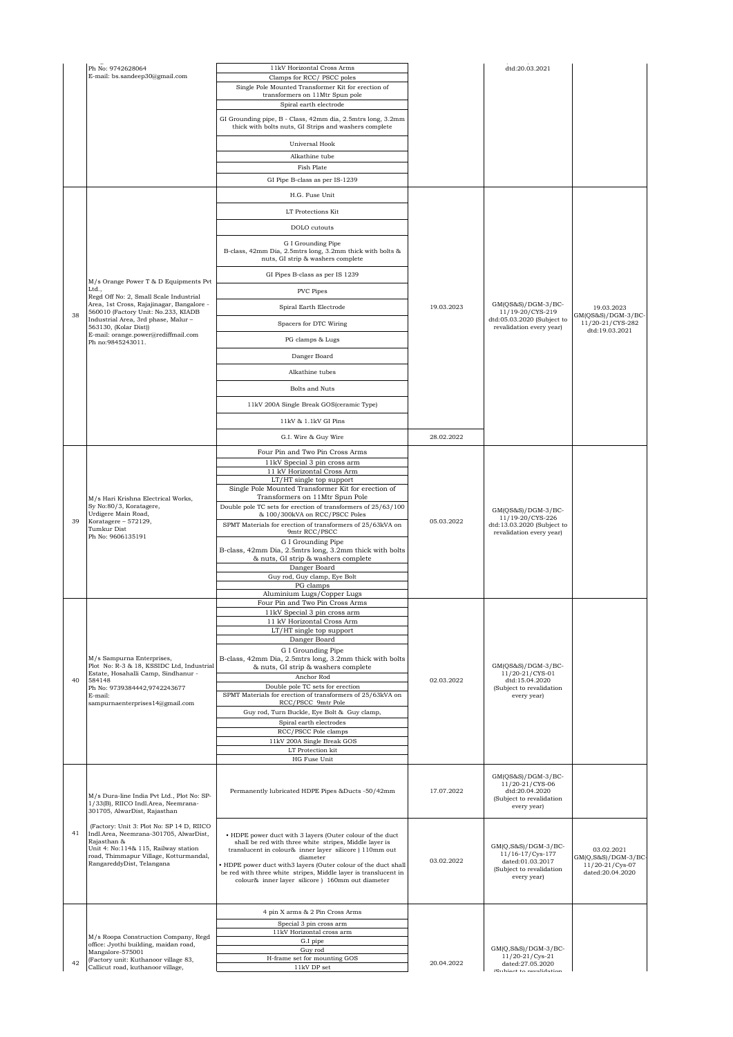| | | | | | |
|---|---|---|---|---|---|
| | Ph No: 9742628064<br>E-mail: bs.sandeep30@gmail.com | 11kV Horizontal Cross Arms<br>Clamps for RCC/ PSCC poles<br>Single Pole Mounted Transformer Kit for erection of transformers on 11Mtr Spun pole<br>Spiral earth electrode<br>GI Grounding pipe, B - Class, 42mm dia, 2.5mtrs long, 3.2mm thick with bolts nuts, GI Strips and washers complete<br>Universal Hook<br>Alkathine tube<br>Fish Plate<br>GI Pipe B-class as per IS-1239 | | dtd:20.03.2021 | |
| 38 | M/s Orange Power T & D Equipments Pvt Ltd.,<br>Regd Off No: 2, Small Scale Industrial Area, 1st Cross, Rajajinagar, Bangalore - 560010 (Factory Unit: No.233, KIADB Industrial Area, 3rd phase, Malur – 563130, (Kolar Dist))<br>E-mail: orange.power@rediffmail.com<br>Ph no:9845243011. | H.G. Fuse Unit<br>LT Protections Kit<br>DOLO cutouts<br>G I Grounding Pipe B-class, 42mm Dia, 2.5mtrs long, 3.2mm thick with bolts & nuts, GI strip & washers complete<br>GI Pipes B-class as per IS 1239<br>PVC Pipes<br>Spiral Earth Electrode<br>Spacers for DTC Wiring<br>PG clamps & Lugs<br>Danger Board<br>Alkathine tubes<br>Bolts and Nuts<br>11kV 200A Single Break GOS(ceramic Type)<br>11kV & 1.1kV GI Pins | 19.03.2023 | GM(QS&S)/DGM-3/BC-11/19-20/CYS-219 dtd:05.03.2020 (Subject to revalidation every year) | 19.03.2023 GM(QS&S)/DGM-3/BC-11/20-21/CYS-282 dtd:19.03.2021 |
| | | G.I. Wire & Guy Wire | 28.02.2022 | | |
| 39 | M/s Hari Krishna Electrical Works,<br>Sy No:80/3, Koratagere, Urdigere Main Road, Koratagere – 572129, Tumkur Dist<br>Ph No: 9606135191 | Four Pin and Two Pin Cross Arms<br>11kV Special 3 pin cross arm<br>11 kV Horizontal Cross Arm<br>LT/HT single top support<br>Single Pole Mounted Transformer Kit for erection of Transformers on 11Mtr Spun Pole<br>Double pole TC sets for erection of transformers of 25/63/100 & 100/300kVA on RCC/PSCC Poles<br>SPMT Materials for erection of transformers of 25/63kVA on 9mtr RCC/PSCC<br>G I Grounding Pipe B-class, 42mm Dia, 2.5mtrs long, 3.2mm thick with bolts & nuts, GI strip & washers complete<br>Danger Board<br>Guy rod, Guy clamp, Eye Bolt<br>PG clamps<br>Aluminium Lugs/Copper Lugs | 05.03.2022 | GM(QS&S)/DGM-3/BC-11/19-20/CYS-226 dtd:13.03.2020 (Subject to revalidation every year) | |
| 40 | M/s Sampurna Enterprises,<br>Plot No: R-3 & 18, KSSIDC Ltd, Industrial Estate, Hosahalli Camp, Sindhanur - 584148<br>Ph No: 9739384442,9742243677<br>E-mail: sampurnaenterprises14@gmail.com | Four Pin and Two Pin Cross Arms<br>11kV Special 3 pin cross arm<br>11 kV Horizontal Cross Arm<br>LT/HT single top support<br>Danger Board<br>G I Grounding Pipe B-class, 42mm Dia, 2.5mtrs long, 3.2mm thick with bolts & nuts, GI strip & washers complete<br>Anchor Rod<br>Double pole TC sets for erection<br>SPMT Materials for erection of transformers of 25/63kVA on RCC/PSCC 9mtr Pole<br>Guy rod, Turn Buckle, Eye Bolt & Guy clamp,<br>Spiral earth electrodes<br>RCC/PSCC Pole clamps<br>11kV 200A Single Break GOS<br>LT Protection kit<br>HG Fuse Unit | 02.03.2022 | GM(QS&S)/DGM-3/BC-11/20-21/CYS-01 dtd:15.04.2020 (Subject to revalidation every year) | |
| 41 | M/s Dura-line India Pvt Ltd., Plot No: SP-1/33(B), RIICO Indl.Area, Neemrana-301705, AlwarDist, Rajasthan<br><br>(Factory: Unit 3: Plot No: SP 14 D, RIICO Indl.Area, Neemrana-301705, AlwarDist, Rajasthan &<br>Unit 4: No:114& 115, Railway station road, Thimmapur Village, Kotturmandal, RangareddyDist, Telangana | Permanently lubricated HDPE Pipes &Ducts -50/42mm | 17.07.2022 | GM(QS&S)/DGM-3/BC-11/20-21/CYS-06 dtd:20.04.2020 (Subject to revalidation every year) | |
| | | • HDPE power duct with 3 layers (Outer colour of the duct shall be red with three white stripes, Middle layer is translucent in colour& inner layer silicore ) 110mm out diameter<br>• HDPE power duct with3 layers (Outer colour of the duct shall be red with three white stripes, Middle layer is translucent in colour& inner layer silicore ) 160mm out diameter | 03.02.2022 | GM(Q,S&S)/DGM-3/BC-11/16-17/Cys-177 dated:01.03.2017 (Subject to revalidation every year) | 03.02.2021 GM(Q,S&S)/DGM-3/BC-11/20-21/Cys-07 dated:20.04.2020 |
| 42 | M/s Roopa Construction Company, Regd office: Jyothi building, maidan road, Mangalore-575001<br>(Factory unit: Kuthanoor village 83, Callicut road, kuthanoor village, | 4 pin X arms & 2 Pin Cross Arms<br>Special 3 pin cross arm<br>11kV Horizontal cross arm<br>G.I pipe<br>Guy rod<br>H-frame set for mounting GOS<br>11kV DP set | 20.04.2022 | GM(Q,S&S)/DGM-3/BC-11/20-21/Cys-21 dated:27.05.2020 (Subject to revalidation | |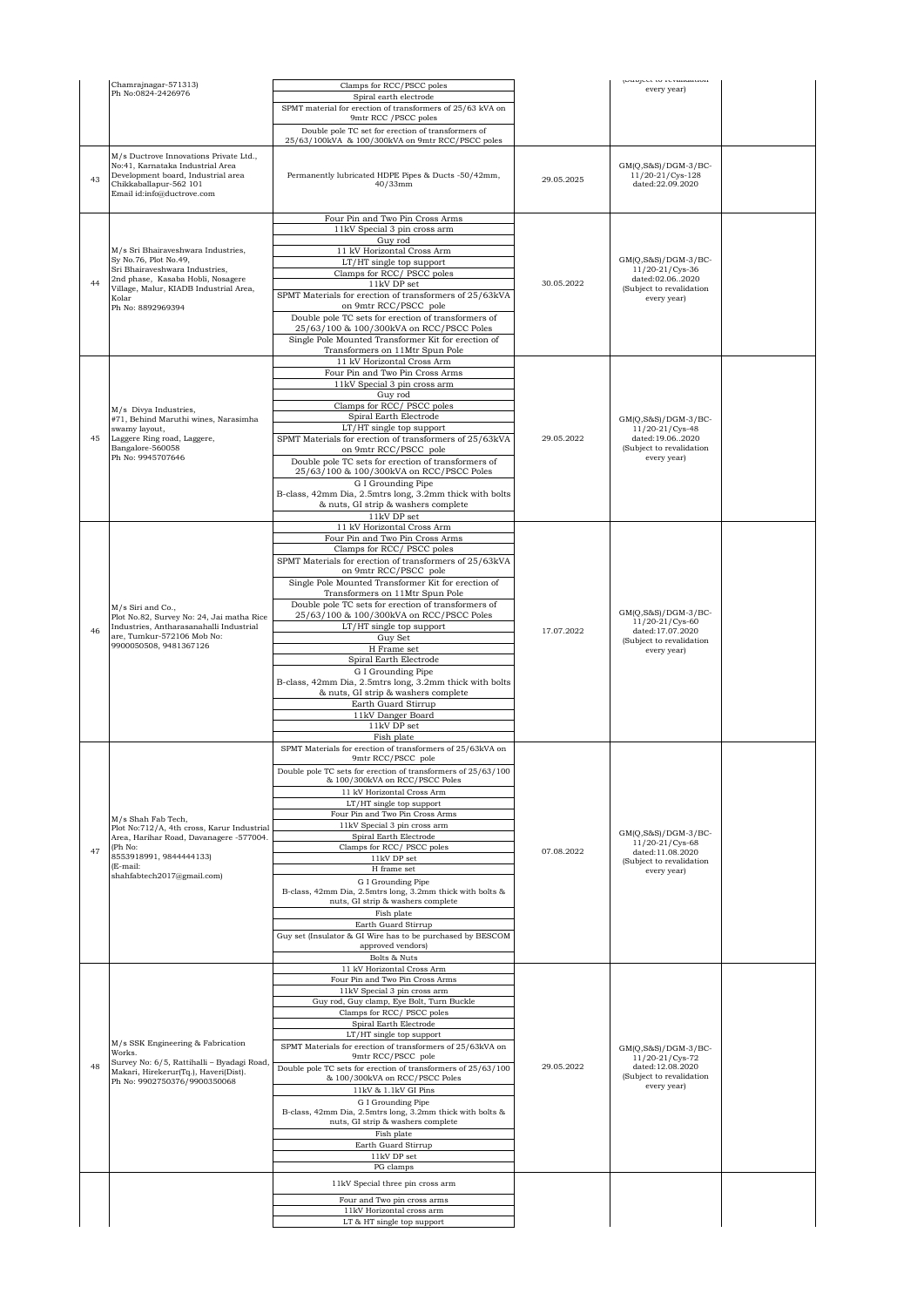| | | | | | |
|---|---|---|---|---|---|
| | Chamrajnagar-571313) Ph No:0824-2426976 | Clamps for RCC/PSCC poles<br>Spiral earth electrode<br>SPMT material for erection of transformers of 25/63 kVA on 9mtr RCC /PSCC poles<br>Double pole TC set for erection of transformers of 25/63/100kVA & 100/300kVA on 9mtr RCC/PSCC poles | | (Subject to revalidation every year) | |
| 43 | M/s Ductrove Innovations Private Ltd., No:41, Karnataka Industrial Area Development board, Industrial area Chikkaballapur-562 101 Email id:info@ductrove.com | Permanently lubricated HDPE Pipes & Ducts -50/42mm, 40/33mm | 29.05.2025 | GM(Q,S&S)/DGM-3/BC-11/20-21/Cys-128 dated:22.09.2020 | |
| 44 | M/s Sri Bhairaveshwara Industries, Sy No.76, Plot No.49, Sri Bhairaveshwara Industries, 2nd phase, Kasaba Hobli, Nosagere Village, Malur, KIADB Industrial Area, Kolar Ph No: 8892969394 | Four Pin and Two Pin Cross Arms<br>11kV Special 3 pin cross arm<br>Guy rod<br>11 kV Horizontal Cross Arm<br>LT/HT single top support<br>Clamps for RCC/ PSCC poles<br>11kV DP set<br>SPMT Materials for erection of transformers of 25/63kVA on 9mtr RCC/PSCC pole<br>Double pole TC sets for erection of transformers of 25/63/100 & 100/300kVA on RCC/PSCC Poles<br>Single Pole Mounted Transformer Kit for erection of Transformers on 11Mtr Spun Pole | 30.05.2022 | GM(Q,S&S)/DGM-3/BC-11/20-21/Cys-36 dated:02.06..2020 (Subject to revalidation every year) | |
| 45 | M/s Divya Industries, #71, Behind Maruthi wines, Narasimha swamy layout, Laggere Ring road, Laggere, Bangalore-560058 Ph No: 9945707646 | 11 kV Horizontal Cross Arm<br>Four Pin and Two Pin Cross Arms<br>11kV Special 3 pin cross arm<br>Guy rod<br>Clamps for RCC/ PSCC poles<br>Spiral Earth Electrode<br>LT/HT single top support<br>SPMT Materials for erection of transformers of 25/63kVA on 9mtr RCC/PSCC pole<br>Double pole TC sets for erection of transformers of 25/63/100 & 100/300kVA on RCC/PSCC Poles<br>G I Grounding Pipe B-class, 42mm Dia, 2.5mtrs long, 3.2mm thick with bolts & nuts, GI strip & washers complete<br>11kV DP set | 29.05.2022 | GM(Q,S&S)/DGM-3/BC-11/20-21/Cys-48 dated:19.06..2020 (Subject to revalidation every year) | |
| 46 | M/s Siri and Co., Plot No.82, Survey No: 24, Jai matha Rice Industries, Antharasanahalli Industrial are, Tumkur-572106 Mob No: 9900050508, 9481367126 | 11 kV Horizontal Cross Arm<br>Four Pin and Two Pin Cross Arms<br>Clamps for RCC/ PSCC poles<br>SPMT Materials for erection of transformers of 25/63kVA on 9mtr RCC/PSCC pole<br>Single Pole Mounted Transformer Kit for erection of Transformers on 11Mtr Spun Pole<br>Double pole TC sets for erection of transformers of 25/63/100 & 100/300kVA on RCC/PSCC Poles<br>LT/HT single top support<br>Guy Set<br>H Frame set<br>Spiral Earth Electrode<br>G I Grounding Pipe B-class, 42mm Dia, 2.5mtrs long, 3.2mm thick with bolts & nuts, GI strip & washers complete<br>Earth Guard Stirrup<br>11kV Danger Board<br>11kV DP set<br>Fish plate | 17.07.2022 | GM(Q,S&S)/DGM-3/BC-11/20-21/Cys-60 dated:17.07.2020 (Subject to revalidation every year) | |
| 47 | M/s Shah Fab Tech, Plot No:712/A, 4th cross, Karur Industrial Area, Harihar Road, Davanagere -577004. (Ph No: 8553918991, 9844444133) (E-mail: shahfabtech2017@gmail.com) | SPMT Materials for erection of transformers of 25/63kVA on 9mtr RCC/PSCC pole<br>Double pole TC sets for erection of transformers of 25/63/100 & 100/300kVA on RCC/PSCC Poles<br>11 kV Horizontal Cross Arm<br>LT/HT single top support<br>Four Pin and Two Pin Cross Arms<br>11kV Special 3 pin cross arm<br>Spiral Earth Electrode<br>Clamps for RCC/ PSCC poles<br>11kV DP set<br>H frame set<br>G I Grounding Pipe B-class, 42mm Dia, 2.5mtrs long, 3.2mm thick with bolts & nuts, GI strip & washers complete<br>Fish plate<br>Earth Guard Stirrup<br>Guy set (Insulator & GI Wire has to be purchased by BESCOM approved vendors)<br>Bolts & Nuts | 07.08.2022 | GM(Q,S&S)/DGM-3/BC-11/20-21/Cys-68 dated:11.08.2020 (Subject to revalidation every year) | |
| 48 | M/s SSK Engineering & Fabrication Works. Survey No: 6/5, Rattihalli – Byadagi Road, Makari, Hirekerur(Tq.), Haveri(Dist). Ph No: 9902750376/9900350068 | 11 kV Horizontal Cross Arm<br>Four Pin and Two Pin Cross Arms<br>11kV Special 3 pin cross arm<br>Guy rod, Guy clamp, Eye Bolt, Turn Buckle<br>Clamps for RCC/ PSCC poles<br>Spiral Earth Electrode<br>LT/HT single top support<br>SPMT Materials for erection of transformers of 25/63kVA on 9mtr RCC/PSCC pole<br>Double pole TC sets for erection of transformers of 25/63/100 & 100/300kVA on RCC/PSCC Poles<br>11kV & 1.1kV GI Pins<br>G I Grounding Pipe B-class, 42mm Dia, 2.5mtrs long, 3.2mm thick with bolts & nuts, GI strip & washers complete<br>Fish plate<br>Earth Guard Stirrup<br>11kV DP set<br>PG clamps | 29.05.2022 | GM(Q,S&S)/DGM-3/BC-11/20-21/Cys-72 dated:12.08.2020 (Subject to revalidation every year) | |
| | | 11kV Special three pin cross arm<br>Four and Two pin cross arms<br>11kV Horizontal cross arm<br>LT & HT single top support | | | |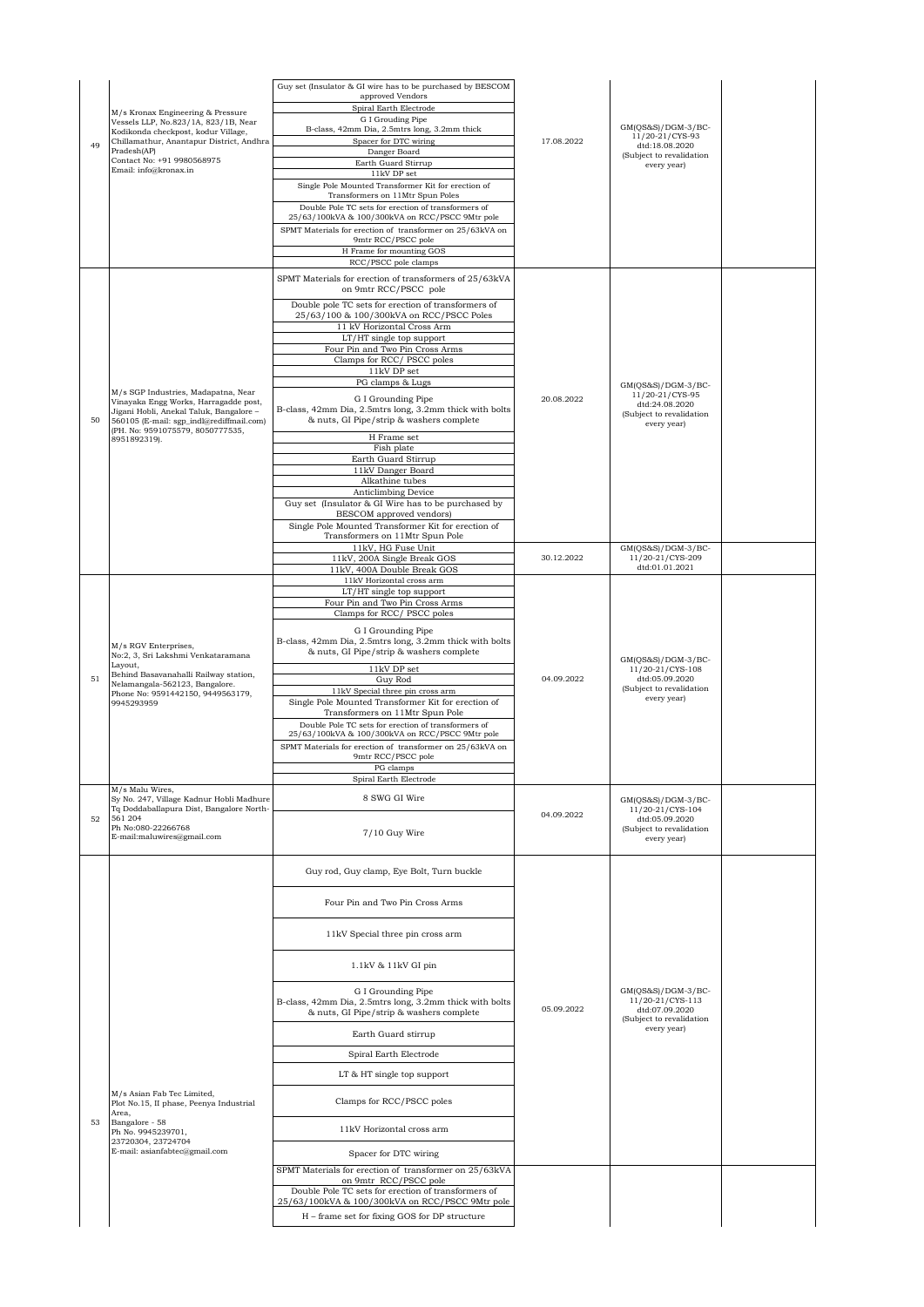| | | | | | |
|---|---|---|---|---|---|
| 49 | M/s Kronax Engineering & Pressure Vessels LLP, No.823/1A, 823/1B, Near Kodikonda checkpost, kodur Village, Chillamathur, Anantapur District, Andhra Pradesh(AP) Contact No: +91 9980568975 Email: info@kronax.in | Guy set (Insulator & GI wire has to be purchased by BESCOM approved Vendors | 17.08.2022 | GM(QS&S)/DGM-3/BC-11/20-21/CYS-93 dtd:18.08.2020 (Subject to revalidation every year) | |
| | | Spiral Earth Electrode | | | |
| | | G I Grouding Pipe B-class, 42mm Dia, 2.5mtrs long, 3.2mm thick | | | |
| | | Spacer for DTC wiring | | | |
| | | Danger Board | | | |
| | | Earth Guard Stirrup | | | |
| | | 11kV DP set | | | |
| | | Single Pole Mounted Transformer Kit for erection of Transformers on 11Mtr Spun Poles | | | |
| | | Double Pole TC sets for erection of transformers of 25/63/100kVA & 100/300kVA on RCC/PSCC 9Mtr pole | | | |
| | | SPMT Materials for erection of transformer on 25/63kVA on 9mtr RCC/PSCC pole | | | |
| | | H Frame for mounting GOS | | | |
| | | RCC/PSCC pole clamps | | | |
| 50 | M/s SGP Industries, Madapatna, Near Vinayaka Engg Works, Harragadde post, Jigani Hobli, Anekal Taluk, Bangalore – 560105 (E-mail: sgp_indl@rediffmail.com) (PH. No: 9591075579, 8050777535, 8951892319). | SPMT Materials for erection of transformers of 25/63kVA on 9mtr RCC/PSCC pole | 20.08.2022 | GM(QS&S)/DGM-3/BC-11/20-21/CYS-95 dtd:24.08.2020 (Subject to revalidation every year) | |
| | | Double pole TC sets for erection of transformers of 25/63/100 & 100/300kVA on RCC/PSCC Poles | | | |
| | | 11 kV Horizontal Cross Arm | | | |
| | | LT/HT single top support | | | |
| | | Four Pin and Two Pin Cross Arms | | | |
| | | Clamps for RCC/ PSCC poles | | | |
| | | 11kV DP set | | | |
| | | PG clamps & Lugs | | | |
| | | G I Grounding Pipe B-class, 42mm Dia, 2.5mtrs long, 3.2mm thick with bolts & nuts, GI Pipe/strip & washers complete | | | |
| | | H Frame set | | | |
| | | Fish plate | | | |
| | | Earth Guard Stirrup | | | |
| | | 11kV Danger Board | | | |
| | | Alkathine tubes | | | |
| | | Anticlimbing Device | | | |
| | | Guy set (Insulator & GI Wire has to be purchased by BESCOM approved vendors) | | | |
| | | Single Pole Mounted Transformer Kit for erection of Transformers on 11Mtr Spun Pole | | | |
| | | 11kV, HG Fuse Unit | 30.12.2022 | GM(QS&S)/DGM-3/BC-11/20-21/CYS-209 dtd:01.01.2021 | |
| | | 11kV, 200A Single Break GOS | | | |
| | | 11kV, 400A Double Break GOS | | | |
| 51 | M/s RGV Enterprises, No:2, 3, Sri Lakshmi Venkataramana Layout, Behind Basavanahalli Railway station, Nelamangala-562123, Bangalore. Phone No: 9591442150, 9449563179, 9945293959 | 11kV Horizontal cross arm | 04.09.2022 | GM(QS&S)/DGM-3/BC-11/20-21/CYS-108 dtd:05.09.2020 (Subject to revalidation every year) | |
| | | LT/HT single top support | | | |
| | | Four Pin and Two Pin Cross Arms | | | |
| | | Clamps for RCC/ PSCC poles | | | |
| | | G I Grounding Pipe B-class, 42mm Dia, 2.5mtrs long, 3.2mm thick with bolts & nuts, GI Pipe/strip & washers complete | | | |
| | | 11kV DP set | | | |
| | | Guy Rod | | | |
| | | 11kV Special three pin cross arm | | | |
| | | Single Pole Mounted Transformer Kit for erection of Transformers on 11Mtr Spun Pole | | | |
| | | Double Pole TC sets for erection of transformers of 25/63/100kVA & 100/300kVA on RCC/PSCC 9Mtr pole | | | |
| | | SPMT Materials for erection of transformer on 25/63kVA on 9mtr RCC/PSCC pole | | | |
| | | PG clamps | | | |
| | | Spiral Earth Electrode | | | |
| 52 | M/s Malu Wires, Sy No. 247, Village Kadnur Hobli Madhure Tq Doddaballapura Dist, Bangalore North-561 204 Ph No:080-22266768 E-mail:maluwires@gmail.com | 8 SWG GI Wire | 04.09.2022 | GM(QS&S)/DGM-3/BC-11/20-21/CYS-104 dtd:05.09.2020 (Subject to revalidation every year) | |
| | | 7/10 Guy Wire | | | |
| 53 | M/s Asian Fab Tec Limited, Plot No.15, II phase, Peenya Industrial Area, Bangalore - 58 Ph No. 9945239701, 23720304, 23724704 E-mail: asianfabtec@gmail.com | Guy rod, Guy clamp, Eye Bolt, Turn buckle | 05.09.2022 | GM(QS&S)/DGM-3/BC-11/20-21/CYS-113 dtd:07.09.2020 (Subject to revalidation every year) | |
| | | Four Pin and Two Pin Cross Arms | | | |
| | | 11kV Special three pin cross arm | | | |
| | | 1.1kV & 11kV GI pin | | | |
| | | G I Grounding Pipe B-class, 42mm Dia, 2.5mtrs long, 3.2mm thick with bolts & nuts, GI Pipe/strip & washers complete | | | |
| | | Earth Guard stirrup | | | |
| | | Spiral Earth Electrode | | | |
| | | LT & HT single top support | | | |
| | | Clamps for RCC/PSCC poles | | | |
| | | 11kV Horizontal cross arm | | | |
| | | Spacer for DTC wiring | | | |
| | | SPMT Materials for erection of transformer on 25/63kVA on 9mtr RCC/PSCC pole | | | |
| | | Double Pole TC sets for erection of transformers of 25/63/100kVA & 100/300kVA on RCC/PSCC 9Mtr pole | | | |
| | | H – frame set for fixing GOS for DP structure | | | |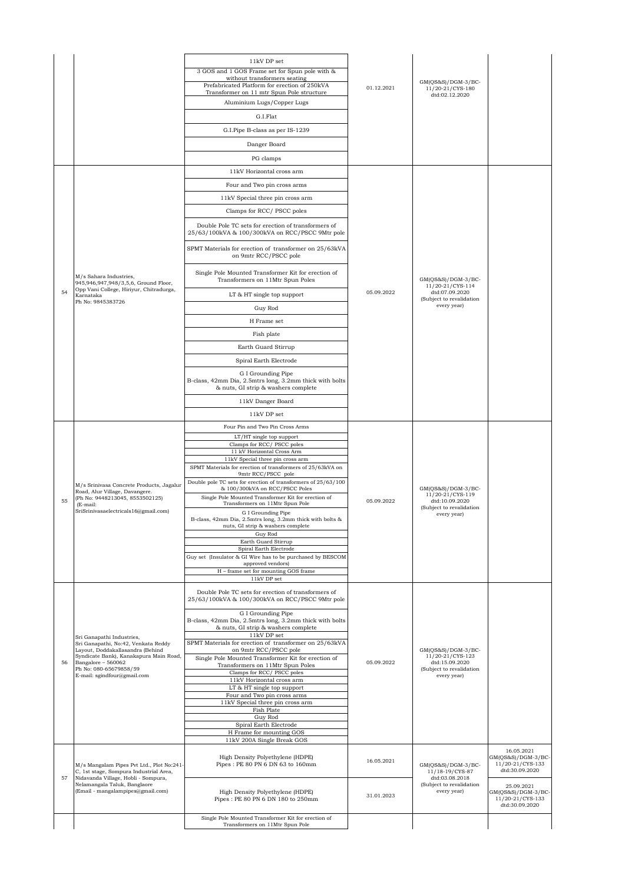| | | | | | |
|---|---|---|---|---|---|
| | | 11kV DP set<br>3 GOS and 1 GOS Frame set for Spun pole with & without transformers seating<br>Prefabricated Platform for erection of 250kVA Transformer on 11 mtr Spun Pole structure<br>Aluminium Lugs/Copper Lugs<br>G.I.Flat<br>G.I.Pipe B-class as per IS-1239<br>Danger Board<br>PG clamps | 01.12.2021 | GM(QS&S)/DGM-3/BC-11/20-21/CYS-180 dtd:02.12.2020 | |
| 54 | M/s Sahara Industries, 945,946,947,948/3,5,6, Ground Floor, Opp Vani College, Hiriyur, Chitradurga, Karnataka<br>Ph No: 9845383726 | 11kV Horizontal cross arm<br>Four and Two pin cross arms<br>11kV Special three pin cross arm<br>Clamps for RCC/ PSCC poles<br>Double Pole TC sets for erection of transformers of 25/63/100kVA & 100/300kVA on RCC/PSCC 9Mtr pole<br>SPMT Materials for erection of transformer on 25/63kVA on 9mtr RCC/PSCC pole<br>Single Pole Mounted Transformer Kit for erection of Transformers on 11Mtr Spun Poles<br>LT & HT single top support<br>Guy Rod<br>H Frame set<br>Fish plate<br>Earth Guard Stirrup<br>Spiral Earth Electrode<br>G I Grounding Pipe B-class, 42mm Dia, 2.5mtrs long, 3.2mm thick with bolts & nuts, GI strip & washers complete<br>11kV Danger Board<br>11kV DP set | 05.09.2022 | GM(QS&S)/DGM-3/BC-11/20-21/CYS-114 dtd:07.09.2020 (Subject to revalidation every year) | |
| 55 | M/s Srinivasa Concrete Products, Jagalur Road, Alur Village, Davangere.<br>(Ph No: 9448213045, 8553502125)<br>(E-mail: SriSrinivasaelectricals16@gmail.com) | Four Pin and Two Pin Cross Arms<br>LT/HT single top support<br>Clamps for RCC/ PSCC poles<br>11 kV Horizontal Cross Arm<br>11kV Special three pin cross arm<br>SPMT Materials for erection of transformers of 25/63kVA on 9mtr RCC/PSCC pole<br>Double pole TC sets for erection of transformers of 25/63/100 & 100/300kVA on RCC/PSCC Poles<br>Single Pole Mounted Transformer Kit for erection of Transformers on 11Mtr Spun Pole<br>G I Grounding Pipe B-class, 42mm Dia, 2.5mtrs long, 3.2mm thick with bolts & nuts, GI strip & washers complete<br>Guy Rod<br>Earth Guard Stirrup<br>Spiral Earth Electrode<br>Guy set (Insulator & GI Wire has to be purchased by BESCOM approved vendors)<br>H – frame set for mounting GOS frame<br>11kV DP set | 05.09.2022 | GM(QS&S)/DGM-3/BC-11/20-21/CYS-119 dtd:10.09.2020 (Subject to revalidation every year) | |
| 56 | Sri Ganapathi Industries, Sri Ganapathi, No:42, Venkata Reddy Layout, Doddakallasandra (Behind Syndicate Bank), Kanakapura Main Road, Bangalore – 560062<br>Ph No: 080-65679858/59<br>E-mail: sgindfour@gmail.com | Double Pole TC sets for erection of transformers of 25/63/100kVA & 100/300kVA on RCC/PSCC 9Mtr pole<br>G I Grounding Pipe B-class, 42mm Dia, 2.5mtrs long, 3.2mm thick with bolts & nuts, GI strip & washers complete<br>11kV DP set<br>SPMT Materials for erection of transformer on 25/63kVA on 9mtr RCC/PSCC pole<br>Single Pole Mounted Transformer Kit for erection of Transformers on 11Mtr Spun Poles<br>Clamps for RCC/ PSCC poles<br>11kV Horizontal cross arm<br>LT & HT single top support<br>Four and Two pin cross arms<br>11kV Special three pin cross arm<br>Fish Plate<br>Guy Rod<br>Spiral Earth Electrode<br>H Frame for mounting GOS<br>11kV 200A Single Break GOS | 05.09.2022 | GM(QS&S)/DGM-3/BC-11/20-21/CYS-123 dtd:15.09.2020 (Subject to revalidation every year) | |
| 57 | M/s Mangalam Pipes Pvt Ltd., Plot No:241-C, 1st stage, Sompura Industrial Area, Nidavanda Village, Hobli - Sompura, Nelamangala Taluk, Banglaore<br>(Email - mangalampipes@gmail.com) | High Density Polyethylene (HDPE) Pipes : PE 80 PN 6 DN 63 to 160mm | 16.05.2021 | GM(QS&S)/DGM-3/BC-11/18-19/CYS-87 dtd:03.08.2018 (Subject to revalidation every year) | 16.05.2021 GM(QS&S)/DGM-3/BC-11/20-21/CYS-133 dtd:30.09.2020 |
| | | High Density Polyethylene (HDPE) Pipes : PE 80 PN 6 DN 180 to 250mm | 31.01.2023 | | 25.09.2021 GM(QS&S)/DGM-3/BC-11/20-21/CYS-133 dtd:30.09.2020 |
| | | Single Pole Mounted Transformer Kit for erection of Transformers on 11Mtr Spun Pole | | | |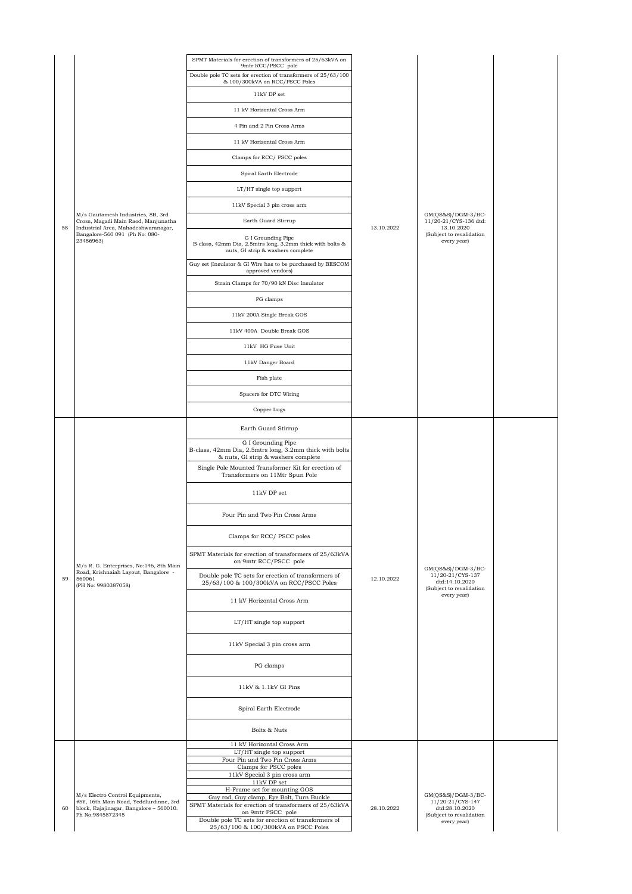| | | | | | |
|---|---|---|---|---|---|
| 58 | M/s Gautamesh Industries, 8B, 3rd Cross, Magadi Main Raod, Manjunatha Industrial Area, Mahadeshwaranagar, Bangalore-560 091 (Ph No: 080-23486963) | SPMT Materials for erection of transformers of 25/63kVA on 9mtr RCC/PSCC pole<br>Double pole TC sets for erection of transformers of 25/63/100 & 100/300kVA on RCC/PSCC Poles<br>11kV DP set<br>11 kV Horizontal Cross Arm<br>4 Pin and 2 Pin Cross Arms<br>11 kV Horizontal Cross Arm<br>Clamps for RCC/ PSCC poles<br>Spiral Earth Electrode<br>LT/HT single top support<br>11kV Special 3 pin cross arm<br>Earth Guard Stirrup<br>G I Grounding Pipe B-class, 42mm Dia, 2.5mtrs long, 3.2mm thick with bolts & nuts, GI strip & washers complete<br>Guy set (Insulator & GI Wire has to be purchased by BESCOM approved vendors)<br>Strain Clamps for 70/90 kN Disc Insulator<br>PG clamps<br>11kV 200A Single Break GOS<br>11kV 400A Double Break GOS<br>11kV HG Fuse Unit<br>11kV Danger Board<br>Fish plate<br>Spacers for DTC Wiring<br>Copper Lugs | 13.10.2022 | GM(QS&S)/DGM-3/BC-11/20-21/CYS-136 dtd: 13.10.2020 (Subject to revalidation every year) | |
| 59 | M/s R. G. Enterprises, No:146, 8th Main Road, Krishnaiah Layout, Bangalore - 560061 (PH No: 9980387058) | Earth Guard Stirrup<br>G I Grounding Pipe B-class, 42mm Dia, 2.5mtrs long, 3.2mm thick with bolts & nuts, GI strip & washers complete<br>Single Pole Mounted Transformer Kit for erection of Transformers on 11Mtr Spun Pole<br>11kV DP set<br>Four Pin and Two Pin Cross Arms<br>Clamps for RCC/ PSCC poles<br>SPMT Materials for erection of transformers of 25/63kVA on 9mtr RCC/PSCC pole<br>Double pole TC sets for erection of transformers of 25/63/100 & 100/300kVA on RCC/PSCC Poles<br>11 kV Horizontal Cross Arm<br>LT/HT single top support<br>11kV Special 3 pin cross arm<br>PG clamps<br>11kV & 1.1kV GI Pins<br>Spiral Earth Electrode<br>Bolts & Nuts | 12.10.2022 | GM(QS&S)/DGM-3/BC-11/20-21/CYS-137 dtd:14.10.2020 (Subject to revalidation every year) | |
| 60 | M/s Electro Control Equipments, #5Y, 16th Main Road, Yeddlurdinne, 3rd block, Rajajinagar, Bangalore – 560010. Ph No:9845872345 | 11 kV Horizontal Cross Arm<br>LT/HT single top support<br>Four Pin and Two Pin Cross Arms<br>Clamps for PSCC poles<br>11kV Special 3 pin cross arm<br>11kV DP set<br>H-Frame set for mounting GOS<br>Guy rod, Guy clamp, Eye Bolt, Turn Buckle<br>SPMT Materials for erection of transformers of 25/63kVA on 9mtr PSCC pole<br>Double pole TC sets for erection of transformers of 25/63/100 & 100/300kVA on PSCC Poles | 28.10.2022 | GM(QS&S)/DGM-3/BC-11/20-21/CYS-147 dtd:28.10.2020 (Subject to revalidation every year) | |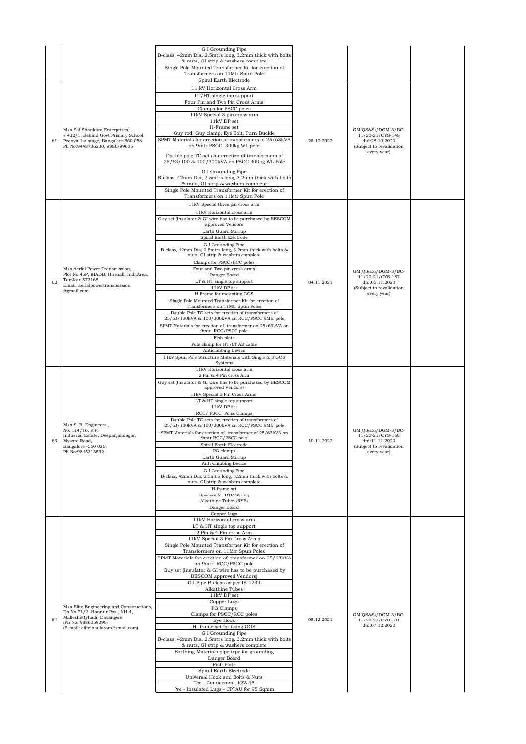| | | | | | |
|---|---|---|---|---|---|
| | | G I Grounding Pipe<br>B-class, 42mm Dia, 2.5mtrs long, 3.2mm thick with bolts & nuts, GI strip & washers complete<br>Single Pole Mounted Transformer Kit for erection of Transformers on 11Mtr Spun Pole<br>Spiral Earth Electrode | | | |
| 61 | M/s Sai Shankara Enterprises,<br># 432/1, Behind Govt Primary School, Peenya 1st stage, Bangalore-560 058.<br>Ph No:9448736230, 9886799605 | 11 kV Horizontal Cross Arm<br>LT/HT single top support<br>Four Pin and Two Pin Cross Arms<br>Clamps for PSCC poles<br>11kV Special 3 pin cross arm<br>11kV DP set<br>H-Frame set<br>Guy rod, Guy clamp, Eye Bolt, Turn Buckle<br>SPMT Materials for erection of transformers of 25/63kVA on 9mtr PSCC 300kg WL pole<br>Double pole TC sets for erection of transformers of 25/63/100 & 100/300kVA on PSCC 300kg WL Pole<br>G I Grounding Pipe<br>B-class, 42mm Dia, 2.5mtrs long, 3.2mm thick with bolts & nuts, GI strip & washers complete<br>Single Pole Mounted Transformer Kit for erection of Transformers on 11Mtr Spun Pole | 28.10.2022 | GM(QS&S)/DGM-3/BC-11/20-21/CYS-148 dtd:28.10.2020 (Subject to revalidation every year) | |
| 62 | M/s Aerial Power Transmission,<br>Plot No:45P, KIADB, Hirehalli Indl.Area, Tumkur-572168<br>Email: aerialpowertransmission @gmail.com | 11kV Special three pin cross arm<br>11kV Horizontal cross arm<br>Guy set (Insulator & GI wire has to be purchased by BESCOM approved Vendors<br>Earth Guard Stirrup<br>Spiral Earth Electrode<br>G I Grounding Pipe<br>B-class, 42mm Dia, 2.5mtrs long, 3.2mm thick with bolts & nuts, GI strip & washers complete<br>Clamps for PSCC/RCC poles<br>Four and Two pin cross arms<br>Danger Board<br>LT & HT single top support<br>11kV DP set<br>H Frame for mounting GOS<br>Single Pole Mounted Transformer Kit for erection of Transformers on 11Mtr Spun Poles<br>Double Pole TC sets for erection of transformers of 25/63/100kVA & 100/300kVA on RCC/PSCC 9Mtr pole<br>SPMT Materials for erection of transformer on 25/63kVA on 9mtr RCC/PSCC pole<br>Fish plate<br>Pole clamp for HT/LT AB cable<br>Anticlimbing Device<br>11kV Spun Pole Structure Materials with Single & 3 GOS Systems | 04.11.2021 | GM(QS&S)/DGM-3/BC-11/20-21/CYS-157 dtd:05.11.2020 (Subject to revalidation every year) | |
| 63 | M/s S. R. Engineers.,<br>No: 114/16, P.P.<br>Indusrial Estate, Deepanjalinagar, Mysore Road,<br>Bangalore -560 026.<br>Ph No:9845313532 | 11kV Horizontal cross arm<br>2 Pin & 4 Pin cross Arm<br>Guy set (Insulator & GI wire has to be purchased by BESCOM approved Vendors)<br>11kV Special 3 Pin Cross Arms,<br>LT & HT single top support<br>11kV DP set<br>RCC/ PSCC Poles Clamps<br>Double Pole TC sets for erection of transformers of 25/63/100kVA & 100/300kVA on RCC/PSCC 9Mtr pole<br>SPMT Materials for erection of transformer of 25/63kVA on 9mtr RCC/PSCC pole<br>Spiral Earth Electrode<br>PG clamps<br>Earth Guard Stirrup<br>Anti Climbing Device<br>G I Grounding Pipe<br>B-class, 42mm Dia, 2.5mtrs long, 3.2mm thick with bolts & nuts, GI strip & washers complete<br>H-frame set<br>Spacers for DTC Wiring<br>Alkathine Tubes (RYB)<br>Danger Board<br>Copper Lugs | 10.11.2022 | GM(QS&S)/DGM-3/BC-11/20-21/CYS-168 dtd:11.11.2020 (Subject to revalidation every year) | |
| 64 | M/s Elite Engineering and Constructions, Do.No.71/2, Honnur Post, NH-4, Malleshettyhalli, Davangere<br>(Ph No: 9886059290)<br>(E-mail: eliteinsulators@gmail.com) | 11kV Horizontal cross arm<br>LT & HT single top support<br>2 Pin & 4 Pin cross Arm<br>11kV Special 3 Pin Cross Arms<br>Single Pole Mounted Transformer Kit for erection of Transformers on 11Mtr Spun Poles<br>SPMT Materials for erection of transformer on 25/63kVA on 9mtr RCC/PSCC pole<br>Guy set (Insulator & GI wire has to be purchased by BESCOM approved Vendors)<br>G.I.Pipe B-class as per IS-1239<br>Alkathine Tubes<br>11kV DP set<br>Copper Lugs<br>PG Clamps<br>Clamps for PSCC/RCC poles<br>Eye Hook<br>H- frame set for fixing GOS<br>G I Grounding Pipe<br>B-class, 42mm Dia, 2.5mtrs long, 3.2mm thick with bolts & nuts, GI strip & washers complete<br>Earthing Materials pipe type for grounding<br>Danger Board<br>Fish Plate<br>Spiral Earth Electrode<br>Universal Hook and Bolts & Nuts<br>Tee - Connectors - KZ3 95<br>Pre - Insulated Lugs - CPTAU for 95 Sqmm | 05.12.2021 | GM(QS&S)/DGM-3/BC-11/20-21/CYS-181 dtd:07.12.2020 | |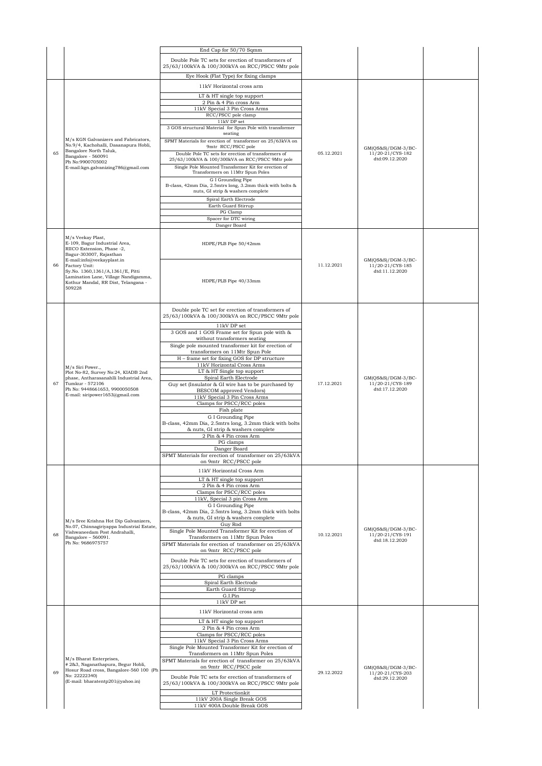| | | | | | |
|---|---|---|---|---|---|
| | | End Cap for 50/70 Sqmm<br>Double Pole TC sets for erection of transformers of 25/63/100kVA & 100/300kVA on RCC/PSCC 9Mtr pole<br>Eye Hook (Flat Type) for fixing clamps | | | |
| 65 | M/s KGN Galvanizers and Fabricators, No.9/4, Kachohalli, Dasanapura Hobli, Bangalore North Taluk, Bangalore - 560091 Ph No:9900705002 E-mail:kgn.galvanizing786@gmail.com | 11kV Horizontal cross arm<br>LT & HT single top support<br>2 Pin & 4 Pin cross Arm<br>11kV Special 3 Pin Cross Arms<br>RCC/PSCC pole clamp<br>11kV DP set<br>3 GOS structural Material for Spun Pole with transformer seating<br>SPMT Materials for erection of transformer on 25/63kVA on 9mtr RCC/PSCC pole<br>Double Pole TC sets for erection of transformers of 25/63/100kVA & 100/300kVA on RCC/PSCC 9Mtr pole<br>Single Pole Mounted Transformer Kit for erection of Transformers on 11Mtr Spun Poles<br>G I Grounding Pipe B-class, 42mm Dia, 2.5mtrs long, 3.2mm thick with bolts & nuts, GI strip & washers complete<br>Spiral Earth Electrode<br>Earth Guard Stirrup<br>PG Clamp<br>Spacer for DTC wiring<br>Danger Board | 05.12.2021 | GM(QS&S)/DGM-3/BC-11/20-21/CYS-182 dtd:09.12.2020 | |
| 66 | M/s Veekay Plast, E-109, Bagur Industrial Area, RIICO Extension, Phase -2, Bagur-303007, Rajasthan E-mail:info@veekayplast.in Factory Unit: Sy.No. 1360,1361/A,1361/E, Pitti Lamination Lane, Village Nandigamma, Kothur Mandal, RR Dist, Telangana - 509228 | HDPE/PLB Pipe 50/42mm<br>HDPE/PLB Pipe 40/33mm | 11.12.2021 | GM(QS&S)/DGM-3/BC-11/20-21/CYS-185 dtd:11.12.2020 | |
| 67 | M/s Siri Power., Plot No-82, Survey No:24, KIADB 2nd phase, Antharasanahlli Industrial Area, Tumkur - 572106 Ph No: 9448661653, 9900050508 E-mail: siripower1653@gmail.com | Double pole TC set for erection of transformers of 25/63/100kVA & 100/300kVA on RCC/PSCC 9Mtr pole<br>11kV DP set<br>3 GOS and 1 GOS Frame set for Spun pole with & without transformers seating<br>Single pole mounted transformer kit for erection of transformers on 11Mtr Spun Pole<br>H – frame set for fixing GOS for DP structure<br>11kV Horizontal Cross Arms<br>LT & HT Single top support<br>Spiral Earth Electrode<br>Guy set (Insulator & GI wire has to be purchased by BESCOM approved Vendors)<br>11kV Special 3 Pin Cross Arms<br>Clamps for PSCC/RCC poles<br>Fish plate<br>G I Grounding Pipe B-class, 42mm Dia, 2.5mtrs long, 3.2mm thick with bolts & nuts, GI strip & washers complete<br>2 Pin & 4 Pin cross Arm<br>PG clamps<br>Danger Board<br>SPMT Materials for erection of transformer on 25/63kVA on 9mtr RCC/PSCC pole | 17.12.2021 | GM(QS&S)/DGM-3/BC-11/20-21/CYS-189 dtd:17.12.2020 | |
| 68 | M/s Sree Krishna Hot Dip Galvanizers, No.07, Chinnagiriyappa Industrial Estate, Vishwaneedam Post Andrahalli, Bangalore – 560091. Ph No: 9686975757 | 11kV Horizontal Cross Arm<br>LT & HT single top support<br>2 Pin & 4 Pin cross Arm<br>Clamps for PSCC/RCC poles<br>11kV, Special 3 pin Cross Arm<br>G I Grounding Pipe B-class, 42mm Dia, 2.5mtrs long, 3.2mm thick with bolts & nuts, GI strip & washers complete<br>Guy Rod<br>Single Pole Mounted Transformer Kit for erection of Transformers on 11Mtr Spun Poles<br>SPMT Materials for erection of transformer on 25/63kVA on 9mtr RCC/PSCC pole<br>Double Pole TC sets for erection of transformers of 25/63/100kVA & 100/300kVA on RCC/PSCC 9Mtr pole<br>PG clamps<br>Spiral Earth Electrode<br>Earth Guard Stirrup<br>G.I.Pin<br>11kV DP set | 10.12.2021 | GM(QS&S)/DGM-3/BC-11/20-21/CYS-191 dtd:18.12.2020 | |
| 69 | M/s Bharat Enterprises, # 2&3, Naganathapura, Begur Hobli, Hosur Road cross, Bangalore-560 100 (Ph No: 22222340) (E-mail: bharatentp201@yahoo.in) | 11kV Horizontal cross arm<br>LT & HT single top support<br>2 Pin & 4 Pin cross Arm<br>Clamps for PSCC/RCC poles<br>11kV Special 3 Pin Cross Arms<br>Single Pole Mounted Transformer Kit for erection of Transformers on 11Mtr Spun Poles<br>SPMT Materials for erection of transformer on 25/63kVA on 9mtr RCC/PSCC pole<br>Double Pole TC sets for erection of transformers of 25/63/100kVA & 100/300kVA on RCC/PSCC 9Mtr pole<br>LT Protectionkit<br>11kV 200A Single Break GOS<br>11kV 400A Double Break GOS | 29.12.2022 | GM(QS&S)/DGM-3/BC-11/20-21/CYS-203 dtd:29.12.2020 | |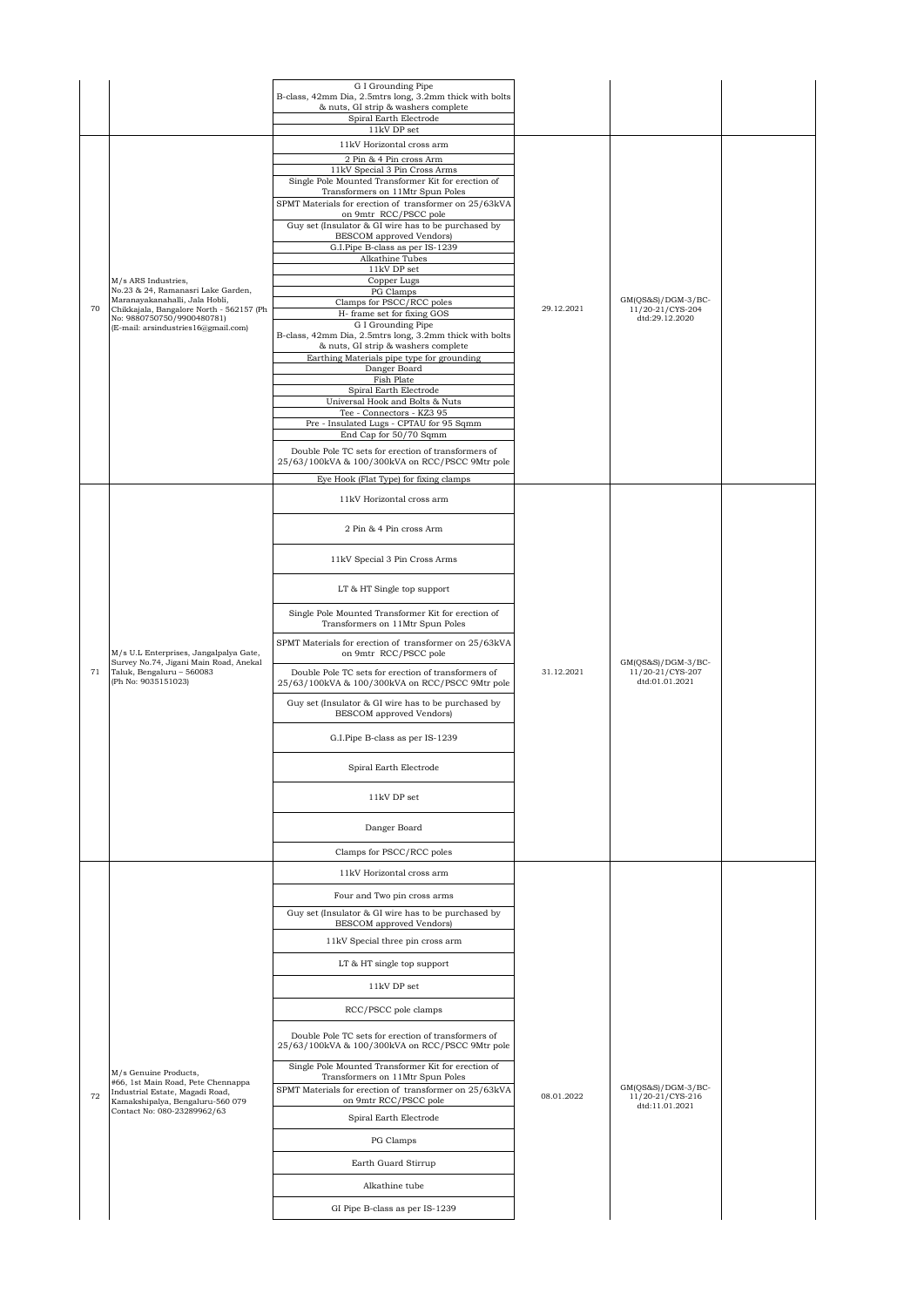|  |  |  |  |  |  |
|---|---|---|---|---|---|
|  |  | G I Grounding Pipe<br>B-class, 42mm Dia, 2.5mtrs long, 3.2mm thick with bolts & nuts, GI strip & washers complete<br>Spiral Earth Electrode<br>11kV DP set |  |  |  |
| 70 | M/s ARS Industries,<br>No.23 & 24, Ramanasri Lake Garden, Maranayakanahalli, Jala Hobli, Chikkajala, Bangalore North - 562157 (Ph No: 9880750750/9900480781)<br>(E-mail: arsindustries16@gmail.com) | 11kV Horizontal cross arm<br>2 Pin & 4 Pin cross Arm<br>11kV Special 3 Pin Cross Arms<br>Single Pole Mounted Transformer Kit for erection of Transformers on 11Mtr Spun Poles<br>SPMT Materials for erection of transformer on 25/63kVA on 9mtr RCC/PSCC pole<br>Guy set (Insulator & GI wire has to be purchased by BESCOM approved Vendors)<br>G.I.Pipe B-class as per IS-1239<br>Alkathine Tubes<br>11kV DP set<br>Copper Lugs<br>PG Clamps<br>Clamps for PSCC/RCC poles<br>H- frame set for fixing GOS<br>G I Grounding Pipe<br>B-class, 42mm Dia, 2.5mtrs long, 3.2mm thick with bolts & nuts, GI strip & washers complete<br>Earthing Materials pipe type for grounding<br>Danger Board<br>Fish Plate<br>Spiral Earth Electrode<br>Universal Hook and Bolts & Nuts<br>Tee - Connectors - KZ3 95<br>Pre - Insulated Lugs - CPTAU for 95 Sqmm<br>End Cap for 50/70 Sqmm<br>Double Pole TC sets for erection of transformers of 25/63/100kVA & 100/300kVA on RCC/PSCC 9Mtr pole<br>Eye Hook (Flat Type) for fixing clamps | 29.12.2021 | GM(QS&S)/DGM-3/BC-11/20-21/CYS-204 dtd:29.12.2020 |  |
| 71 | M/s U.L Enterprises, Jangalpalya Gate, Survey No.74, Jigani Main Road, Anekal Taluk, Bengaluru – 560083<br>(Ph No: 9035151023) | 11kV Horizontal cross arm<br>2 Pin & 4 Pin cross Arm<br>11kV Special 3 Pin Cross Arms<br>LT & HT Single top support<br>Single Pole Mounted Transformer Kit for erection of Transformers on 11Mtr Spun Poles<br>SPMT Materials for erection of transformer on 25/63kVA on 9mtr RCC/PSCC pole<br>Double Pole TC sets for erection of transformers of 25/63/100kVA & 100/300kVA on RCC/PSCC 9Mtr pole<br>Guy set (Insulator & GI wire has to be purchased by BESCOM approved Vendors)<br>G.I.Pipe B-class as per IS-1239<br>Spiral Earth Electrode<br>11kV DP set<br>Danger Board<br>Clamps for PSCC/RCC poles | 31.12.2021 | GM(QS&S)/DGM-3/BC-11/20-21/CYS-207 dtd:01.01.2021 |  |
| 72 | M/s Genuine Products,<br>#66, 1st Main Road, Pete Chennappa Industrial Estate, Magadi Road, Kamakshipalya, Bengaluru-560 079<br>Contact No: 080-23289962/63 | 11kV Horizontal cross arm<br>Four and Two pin cross arms<br>Guy set (Insulator & GI wire has to be purchased by BESCOM approved Vendors)<br>11kV Special three pin cross arm<br>LT & HT single top support<br>11kV DP set<br>RCC/PSCC pole clamps<br>Double Pole TC sets for erection of transformers of 25/63/100kVA & 100/300kVA on RCC/PSCC 9Mtr pole<br>Single Pole Mounted Transformer Kit for erection of Transformers on 11Mtr Spun Poles<br>SPMT Materials for erection of transformer on 25/63kVA on 9mtr RCC/PSCC pole<br>Spiral Earth Electrode<br>PG Clamps<br>Earth Guard Stirrup<br>Alkathine tube<br>GI Pipe B-class as per IS-1239 | 08.01.2022 | GM(QS&S)/DGM-3/BC-11/20-21/CYS-216 dtd:11.01.2021 |  |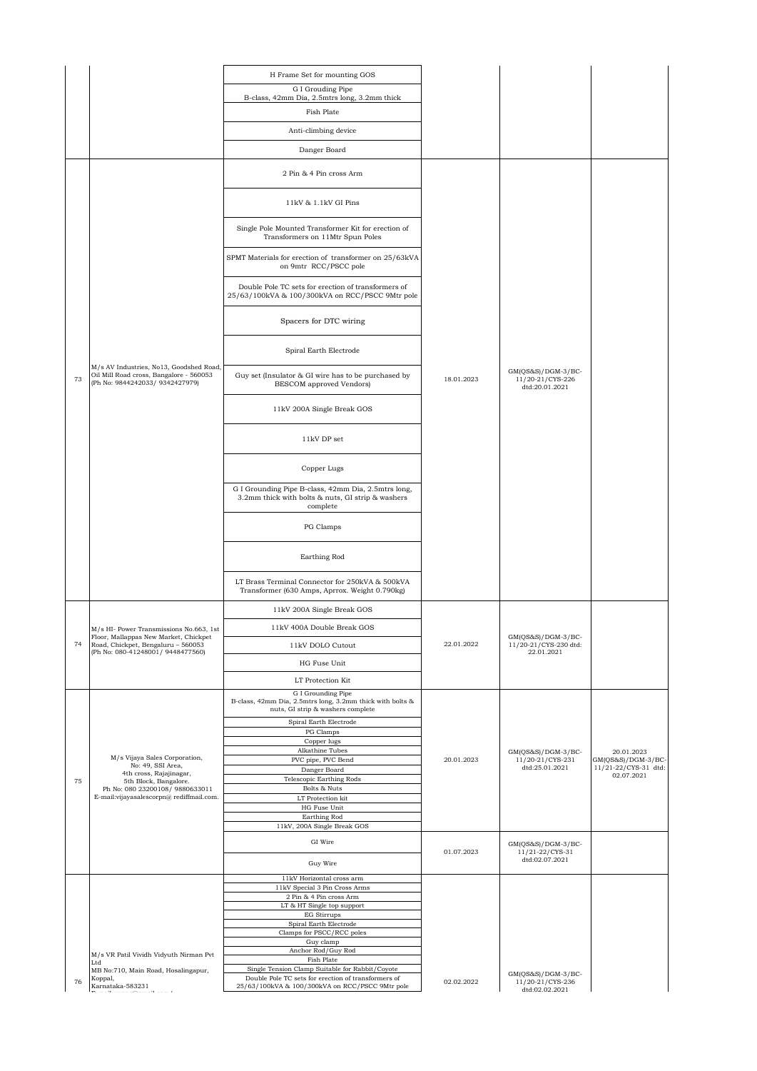| | | | | | |
|---|---|---|---|---|---|
| | | H Frame Set for mounting GOS<br>G I Grouding Pipe B-class, 42mm Dia, 2.5mtrs long, 3.2mm thick<br>Fish Plate<br>Anti-climbing device<br>Danger Board | | | |
| 73 | M/s AV Industries, No13, Goodshed Road, Oil Mill Road cross, Bangalore - 560053 (Ph No: 9844242033/ 9342427979) | 2 Pin & 4 Pin cross Arm<br>11kV & 1.1kV GI Pins<br>Single Pole Mounted Transformer Kit for erection of Transformers on 11Mtr Spun Poles<br>SPMT Materials for erection of transformer on 25/63kVA on 9mtr RCC/PSCC pole<br>Double Pole TC sets for erection of transformers of 25/63/100kVA & 100/300kVA on RCC/PSCC 9Mtr pole<br>Spacers for DTC wiring<br>Spiral Earth Electrode<br>Guy set (Insulator & GI wire has to be purchased by BESCOM approved Vendors)<br>11kV 200A Single Break GOS<br>11kV DP set<br>Copper Lugs<br>G I Grounding Pipe B-class, 42mm Dia, 2.5mtrs long, 3.2mm thick with bolts & nuts, GI strip & washers complete<br>PG Clamps<br>Earthing Rod<br>LT Brass Terminal Connector for 250kVA & 500kVA Transformer (630 Amps, Aprrox. Weight 0.790kg) | 18.01.2023 | GM(QS&S)/DGM-3/BC-11/20-21/CYS-226 dtd:20.01.2021 | |
| 74 | M/s HI- Power Transmissions No.663, 1st Floor, Mallappas New Market, Chickpet Road, Chickpet, Bengaluru – 560053 (Ph No: 080-41248001/ 9448477560) | 11kV 200A Single Break GOS<br>11kV 400A Double Break GOS<br>11kV DOLO Cutout<br>HG Fuse Unit<br>LT Protection Kit | 22.01.2022 | GM(QS&S)/DGM-3/BC-11/20-21/CYS-230 dtd: 22.01.2021 | |
| 75 | M/s Vijaya Sales Corporation, No: 49, SSI Area, 4th cross, Rajajinagar, 5th Block, Bangalore. Ph No: 080 23200108/ 9880633011 E-mail:vijayasalescorpn@ rediffmail.com. | G I Grounding Pipe B-class, 42mm Dia, 2.5mtrs long, 3.2mm thick with bolts & nuts, GI strip & washers complete<br>Spiral Earth Electrode<br>PG Clamps<br>Copper lugs<br>Alkathine Tubes<br>PVC pipe, PVC Bend<br>Danger Board<br>Telescopic Earthing Rods<br>Bolts & Nuts<br>LT Protection kit<br>HG Fuse Unit<br>Earthing Rod<br>11kV, 200A Single Break GOS | 20.01.2023 | GM(QS&S)/DGM-3/BC-11/20-21/CYS-231 dtd:25.01.2021 | 20.01.2023 GM(QS&S)/DGM-3/BC-11/21-22/CYS-31 dtd: 02.07.2021 |
| | | GI Wire<br>Guy Wire | 01.07.2023 | GM(QS&S)/DGM-3/BC-11/21-22/CYS-31 dtd:02.07.2021 | |
| 76 | M/s VR Patil Vividh Vidyuth Nirman Pvt Ltd MB No:710, Main Road, Hosalingapur, Koppal, Karnataka-583231 | 11kV Horizontal cross arm<br>11kV Special 3 Pin Cross Arms<br>2 Pin & 4 Pin cross Arm<br>LT & HT Single top support<br>EG Stirrups<br>Spiral Earth Electrode<br>Clamps for PSCC/RCC poles<br>Guy clamp<br>Anchor Rod/Guy Rod<br>Fish Plate<br>Single Tension Clamp Suitable for Rabbit/Coyote<br>Double Pole TC sets for erection of transformers of 25/63/100kVA & 100/300kVA on RCC/PSCC 9Mtr pole | 02.02.2022 | GM(QS&S)/DGM-3/BC-11/20-21/CYS-236 dtd:02.02.2021 | |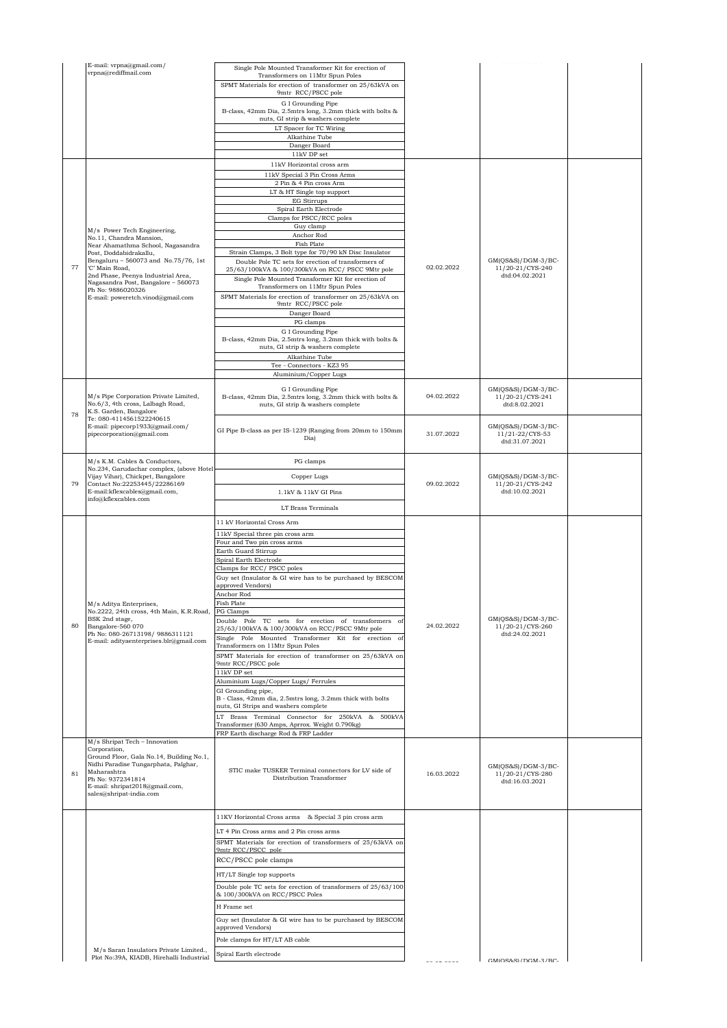| | | | | | |
|---|---|---|---|---|---|
| | E-mail: vrpna@gmail.com/ vrpna@rediffmail.com | Single Pole Mounted Transformer Kit for erection of Transformers on 11Mtr Spun Poles<br>SPMT Materials for erection of transformer on 25/63kVA on 9mtr RCC/PSCC pole<br>G I Grounding Pipe B-class, 42mm Dia, 2.5mtrs long, 3.2mm thick with bolts & nuts, GI strip & washers complete<br>LT Spacer for TC Wiring<br>Alkathine Tube<br>Danger Board<br>11kV DP set | | | |
| 77 | M/s Power Tech Engineering, No.11, Chandra Mansion, Near Ahamathma School, Nagasandra Post, Doddabidrakallu, Bengaluru – 560073 and No.75/76, 1st 'C' Main Road, 2nd Phase, Peenya Industrial Area, Nagasandra Post, Bangalore – 560073 Ph No: 9886020326 E-mail: poweretch.vinod@gmail.com | 11kV Horizontal cross arm<br>11kV Special 3 Pin Cross Arms<br>2 Pin & 4 Pin cross Arm<br>LT & HT Single top support<br>EG Stirrups<br>Spiral Earth Electrode<br>Clamps for PSCC/RCC poles<br>Guy clamp<br>Anchor Rod<br>Fish Plate<br>Strain Clamps, 3 Bolt type for 70/90 kN Disc Insulator<br>Double Pole TC sets for erection of transformers of 25/63/100kVA & 100/300kVA on RCC/ PSCC 9Mtr pole<br>Single Pole Mounted Transformer Kit for erection of Transformers on 11Mtr Spun Poles<br>SPMT Materials for erection of transformer on 25/63kVA on 9mtr RCC/PSCC pole<br>Danger Board<br>PG clamps<br>G I Grounding Pipe B-class, 42mm Dia, 2.5mtrs long, 3.2mm thick with bolts & nuts, GI strip & washers complete<br>Alkathine Tube<br>Tee - Connectors - KZ3 95<br>Aluminium/Copper Lugs | 02.02.2022 | GM(QS&S)/DGM-3/BC-11/20-21/CYS-240 dtd:04.02.2021 | |
| 78 | M/s Pipe Corporation Private Limited, No.6/3, 4th cross, Lalbagh Road, K.S. Garden, Bangalore Te: 080-4114561522240615 E-mail: pipecorp1933@gmail.com/ pipecorporation@gmail.com | G I Grounding Pipe B-class, 42mm Dia, 2.5mtrs long, 3.2mm thick with bolts & nuts, GI strip & washers complete | 04.02.2022 | GM(QS&S)/DGM-3/BC-11/20-21/CYS-241 dtd:8.02.2021 | |
| | | GI Pipe B-class as per IS-1239 (Ranging from 20mm to 150mm Dia) | 31.07.2022 | GM(QS&S)/DGM-3/BC-11/21-22/CYS-53 dtd:31.07.2021 | |
| 79 | M/s K.M. Cables & Conductors, No.234, Garudachar complex, (above Hotel Vijay Vihar), Chickpet, Bangalore Contact No:22253445/22286169 E-mail:kflexcables@gmail.com, info@kflexcables.com | PG clamps<br>Copper Lugs<br>1.1kV & 11kV GI Pins<br>LT Brass Terminals | 09.02.2022 | GM(QS&S)/DGM-3/BC-11/20-21/CYS-242 dtd:10.02.2021 | |
| 80 | M/s Aditya Enterprises, No.2222, 24th cross, 4th Main, K.R.Road, BSK 2nd stage, Bangalore-560 070 Ph No: 080-26713198/ 9886311121 E-mail: adityaenterprises.blr@gmail.com | 11 kV Horizontal Cross Arm<br>11kV Special three pin cross arm<br>Four and Two pin cross arms<br>Earth Guard Stirrup<br>Spiral Earth Electrode<br>Clamps for RCC/ PSCC poles<br>Guy set (Insulator & GI wire has to be purchased by BESCOM approved Vendors)<br>Anchor Rod<br>Fish Plate<br>PG Clamps<br>Double Pole TC sets for erection of transformers of 25/63/100kVA & 100/300kVA on RCC/PSCC 9Mtr pole<br>Single Pole Mounted Transformer Kit for erection of Transformers on 11Mtr Spun Poles<br>SPMT Materials for erection of transformer on 25/63kVA on 9mtr RCC/PSCC pole<br>11kV DP set<br>Aluminium Lugs/Copper Lugs/ Ferrules<br>GI Grounding pipe, B - Class, 42mm dia, 2.5mtrs long, 3.2mm thick with bolts nuts, GI Strips and washers complete<br>LT Brass Terminal Connector for 250kVA & 500kVA Transformer (630 Amps, Aprrox. Weight 0.790kg)<br>FRP Earth discharge Rod & FRP Ladder | 24.02.2022 | GM(QS&S)/DGM-3/BC-11/20-21/CYS-260 dtd:24.02.2021 | |
| 81 | M/s Shripat Tech – Innovation Corporation, Ground Floor, Gala No.14, Building No.1, Nidhi Paradise Tungarphata, Palghar, Maharashtra Ph No: 9372341814 E-mail: shripat2018@gmail.com, sales@shripat-india.com | STIC make TUSKER Terminal connectors for LV side of Distribution Transformer | 16.03.2022 | GM(QS&S)/DGM-3/BC-11/20-21/CYS-280 dtd:16.03.2021 | |
| | M/s Saran Insulators Private Limited., Plot No:39A, KIADB, Hirehalli Industrial | 11KV Horizontal Cross arms & Special 3 pin cross arm<br>LT 4 Pin Cross arms and 2 Pin cross arms<br>SPMT Materials for erection of transformers of 25/63kVA on 9mtr RCC/PSCC pole<br>RCC/PSCC pole clamps<br>HT/LT Single top supports<br>Double pole TC sets for erection of transformers of 25/63/100 & 100/300kVA on RCC/PSCC Poles<br>H Frame set<br>Guy set (Insulator & GI wire has to be purchased by BESCOM approved Vendors)<br>Pole clamps for HT/LT AB cable<br>Spiral Earth electrode | | GM(QS&S)/DGM-3/BC- | |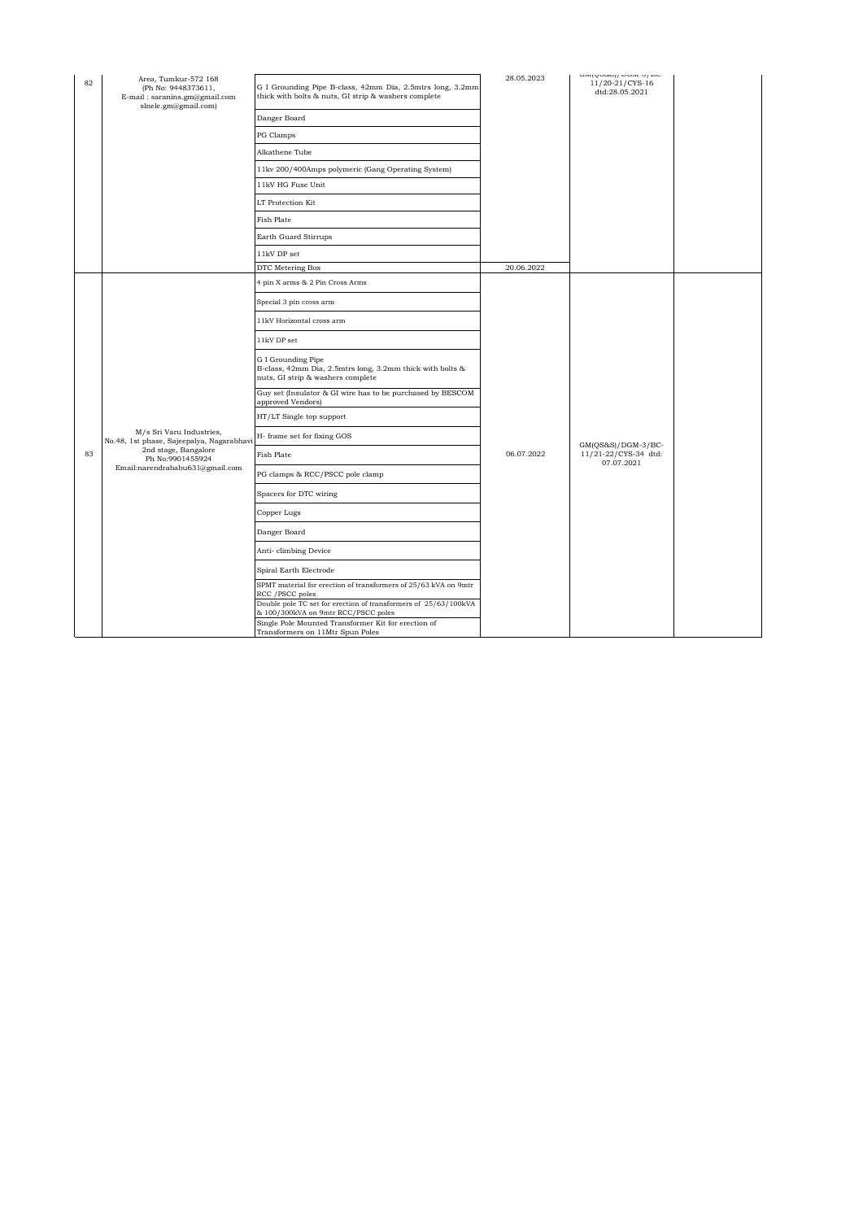| 82 | Area, Tumkur-572 168 (Ph No: 9448373611, E-mail : saranins.gm@gmail.com slnele.gm@gmail.com) | G I Grounding Pipe B-class, 42mm Dia, 2.5mtrs long, 3.2mm thick with bolts & nuts, GI strip & washers complete | 28.05.2023 | GM(QS&S)/DGM-3/BC-11/20-21/CYS-16 dtd:28.05.2021 | |
|---|---|---|---|---|---|
| | | Danger Board | | | |
| | | PG Clamps | | | |
| | | Alkathene Tube | | | |
| | | 11kv 200/400Amps polymeric (Gang Operating System) | | | |
| | | 11kV HG Fuse Unit | | | |
| | | LT Protection Kit | | | |
| | | Fish Plate | | | |
| | | Earth Guard Stirrups | | | |
| | | 11kV DP set | | | |
| | | DTC Metering Box | 20.06.2022 | | |
| 83 | M/s Sri Varu Industries, No.48, 1st phase, Sajeepalya, Nagarabhavi 2nd stage, Bangalore Ph No:9901455924 Email:narendrababu631@gmail.com | 4 pin X arms & 2 Pin Cross Arms | 06.07.2022 | GM(QS&S)/DGM-3/BC-11/21-22/CYS-34 dtd: 07.07.2021 | |
| | | Special 3 pin cross arm | | | |
| | | 11kV Horizontal cross arm | | | |
| | | 11kV DP set | | | |
| | | G I Grounding Pipe B-class, 42mm Dia, 2.5mtrs long, 3.2mm thick with bolts & nuts, GI strip & washers complete | | | |
| | | Guy set (Insulator & GI wire has to be purchased by BESCOM approved Vendors) | | | |
| | | HT/LT Single top support | | | |
| | | H- frame set for fixing GOS | | | |
| | | Fish Plate | | | |
| | | PG clamps & RCC/PSCC pole clamp | | | |
| | | Spacers for DTC wiring | | | |
| | | Copper Lugs | | | |
| | | Danger Board | | | |
| | | Anti- climbing Device | | | |
| | | Spiral Earth Electrode | | | |
| | | SPMT material for erection of transformers of 25/63 kVA on 9mtr RCC /PSCC poles | | | |
| | | Double pole TC set for erection of transformers of 25/63/100kVA & 100/300kVA on 9mtr RCC/PSCC poles | | | |
| | | Single Pole Mounted Transformer Kit for erection of Transformers on 11Mtr Spun Poles | | | |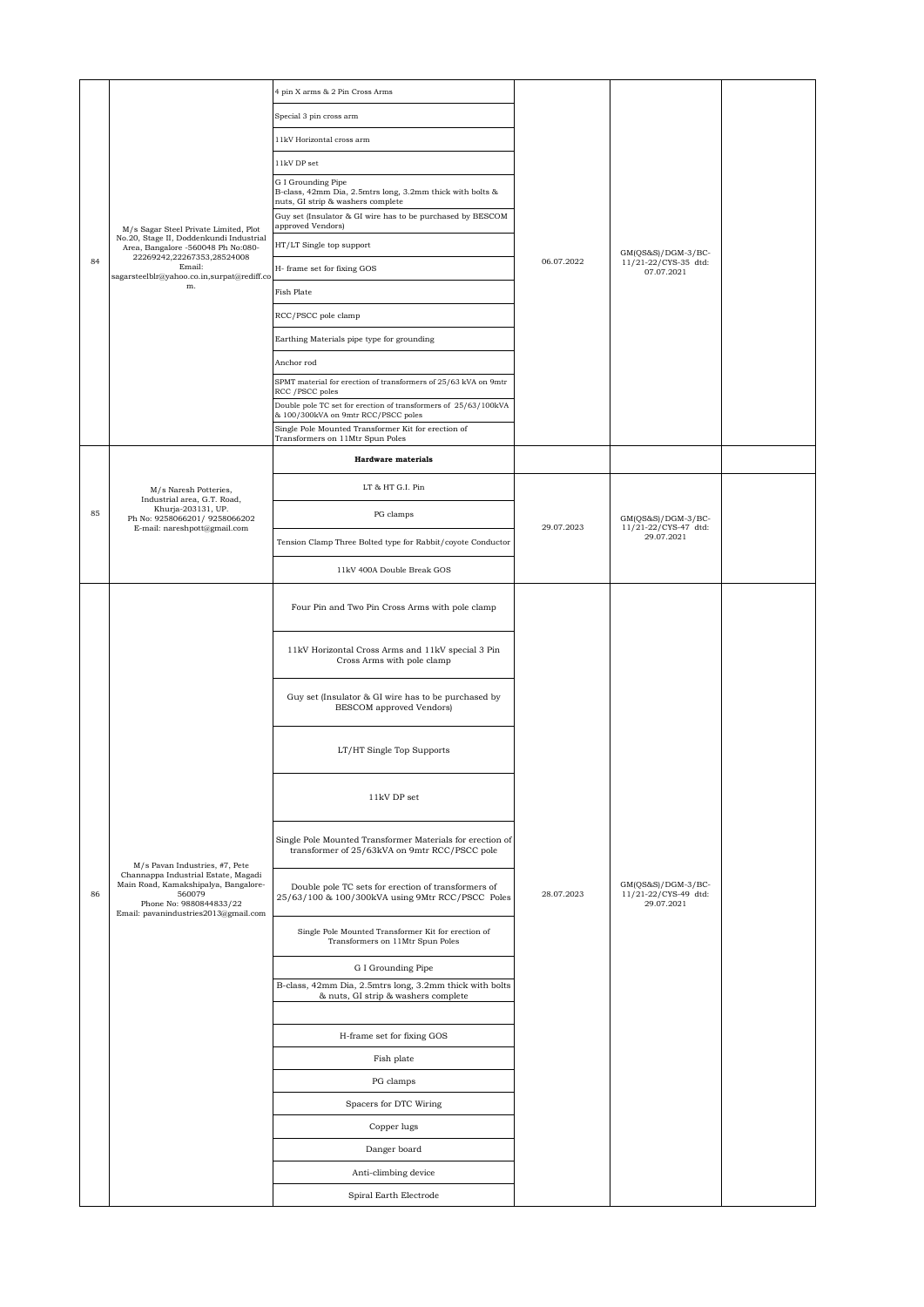| | | | | | |
|---|---|---|---|---|---|
| 84 | M/s Sagar Steel Private Limited, Plot No.20, Stage II, Doddenkundi Industrial Area, Bangalore -560048 Ph No:080-22269242,22267353,28524008 Email: sagarsteelblr@yahoo.co.in,surpat@rediff.com. | 4 pin X arms & 2 Pin Cross Arms | 06.07.2022 | GM(QS&S)/DGM-3/BC-11/21-22/CYS-35 dtd: 07.07.2021 | |
| | | Special 3 pin cross arm | | | |
| | | 11kV Horizontal cross arm | | | |
| | | 11kV DP set | | | |
| | | G I Grounding Pipe B-class, 42mm Dia, 2.5mtrs long, 3.2mm thick with bolts & nuts, GI strip & washers complete | | | |
| | | Guy set (Insulator & GI wire has to be purchased by BESCOM approved Vendors) | | | |
| | | HT/LT Single top support | | | |
| | | H- frame set for fixing GOS | | | |
| | | Fish Plate | | | |
| | | RCC/PSCC pole clamp | | | |
| | | Earthing Materials pipe type for grounding | | | |
| | | Anchor rod | | | |
| | | SPMT material for erection of transformers of 25/63 kVA on 9mtr RCC /PSCC poles | | | |
| | | Double pole TC set for erection of transformers of 25/63/100kVA & 100/300kVA on 9mtr RCC/PSCC poles | | | |
| | | Single Pole Mounted Transformer Kit for erection of Transformers on 11Mtr Spun Poles | | | |
| 85 | M/s Naresh Potteries, Industrial area, G.T. Road, Khurja-203131, UP. Ph No: 9258066201/ 9258066202 E-mail: nareshpott@gmail.com | **Hardware materials** | | | |
| | | LT & HT G.I. Pin | 29.07.2023 | GM(QS&S)/DGM-3/BC-11/21-22/CYS-47 dtd: 29.07.2021 | |
| | | PG clamps | | | |
| | | Tension Clamp Three Bolted type for Rabbit/coyote Conductor | | | |
| | | 11kV 400A Double Break GOS | | | |
| 86 | M/s Pavan Industries, #7, Pete Channappa Industrial Estate, Magadi Main Road, Kamakshipalya, Bangalore-560079 Phone No: 9880844833/22 Email: pavanindustries2013@gmail.com | Four Pin and Two Pin Cross Arms with pole clamp | 28.07.2023 | GM(QS&S)/DGM-3/BC-11/21-22/CYS-49 dtd: 29.07.2021 | |
| | | 11kV Horizontal Cross Arms and 11kV special 3 Pin Cross Arms with pole clamp | | | |
| | | Guy set (Insulator & GI wire has to be purchased by BESCOM approved Vendors) | | | |
| | | LT/HT Single Top Supports | | | |
| | | 11kV DP set | | | |
| | | Single Pole Mounted Transformer Materials for erection of transformer of 25/63kVA on 9mtr RCC/PSCC pole | | | |
| | | Double pole TC sets for erection of transformers of 25/63/100 & 100/300kVA using 9Mtr RCC/PSCC Poles | | | |
| | | Single Pole Mounted Transformer Kit for erection of Transformers on 11Mtr Spun Poles | | | |
| | | G I Grounding Pipe | | | |
| | | B-class, 42mm Dia, 2.5mtrs long, 3.2mm thick with bolts & nuts, GI strip & washers complete | | | |
| | | | | | |
| | | H-frame set for fixing GOS | | | |
| | | Fish plate | | | |
| | | PG clamps | | | |
| | | Spacers for DTC Wiring | | | |
| | | Copper lugs | | | |
| | | Danger board | | | |
| | | Anti-climbing device | | | |
| | | Spiral Earth Electrode | | | |